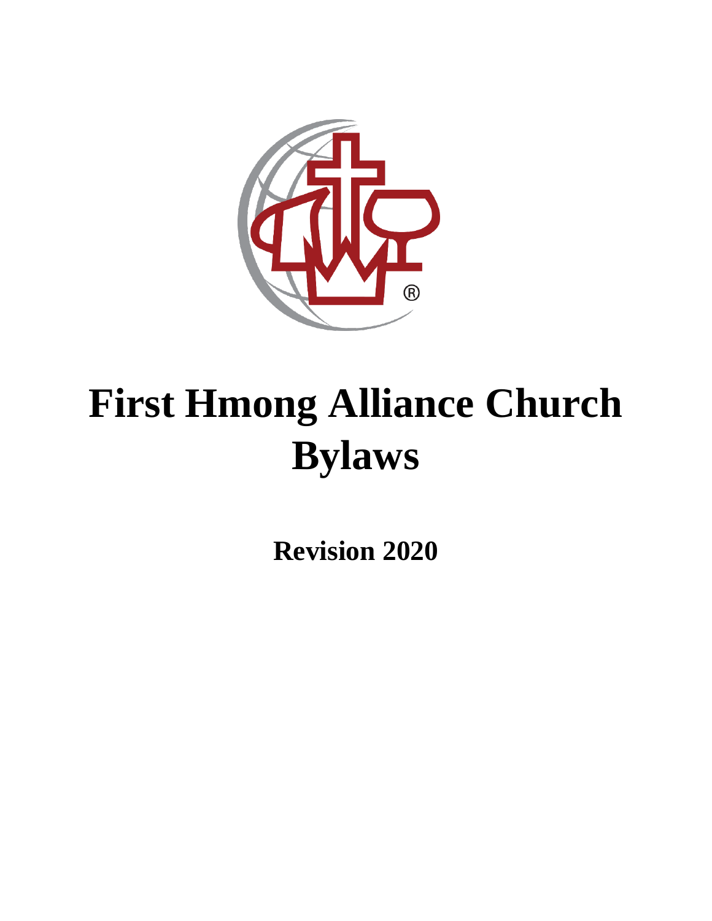# First Hmong Alliance Church Bylaws

**Revision 2020**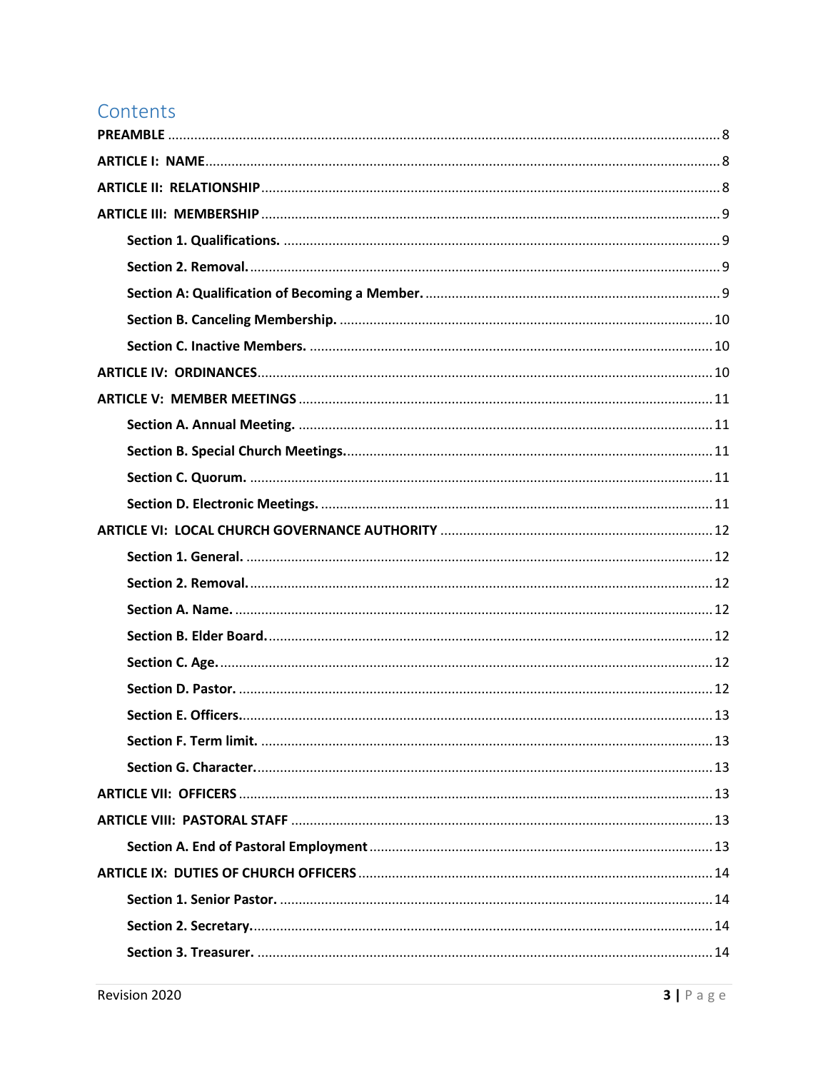# Contents

**PREAMBLE** ........ 8

**ARTICLE I: NAME** ........ 8

**ARTICLE II: RELATIONSHIP** ........ 8

**ARTICLE III: MEMBERSHIP** ........ 9

- **Section 1. Qualifications.** ........ 9
- **Section 2. Removal.** ........ 9
- **Section A: Qualification of Becoming a Member.** ........ 9
- **Section B. Canceling Membership.** ........ 10
- **Section C. Inactive Members.** ........ 10

**ARTICLE IV: ORDINANCES** ........ 10

**ARTICLE V: MEMBER MEETINGS** ........ 11

- **Section A. Annual Meeting.** ........ 11
- **Section B. Special Church Meetings.** ........ 11
- **Section C. Quorum.** ........ 11
- **Section D. Electronic Meetings.** ........ 11

**ARTICLE VI: LOCAL CHURCH GOVERNANCE AUTHORITY** ........ 12

- **Section 1. General.** ........ 12
- **Section 2. Removal.** ........ 12
- **Section A. Name.** ........ 12
- **Section B. Elder Board.** ........ 12
- **Section C. Age.** ........ 12
- **Section D. Pastor.** ........ 12
- **Section E. Officers.** ........ 13
- **Section F. Term limit.** ........ 13
- **Section G. Character.** ........ 13

**ARTICLE VII: OFFICERS** ........ 13

**ARTICLE VIII: PASTORAL STAFF** ........ 13

- **Section A. End of Pastoral Employment** ........ 13

**ARTICLE IX: DUTIES OF CHURCH OFFICERS** ........ 14

- **Section 1. Senior Pastor.** ........ 14
- **Section 2. Secretary.** ........ 14
- **Section 3. Treasurer.** ........ 14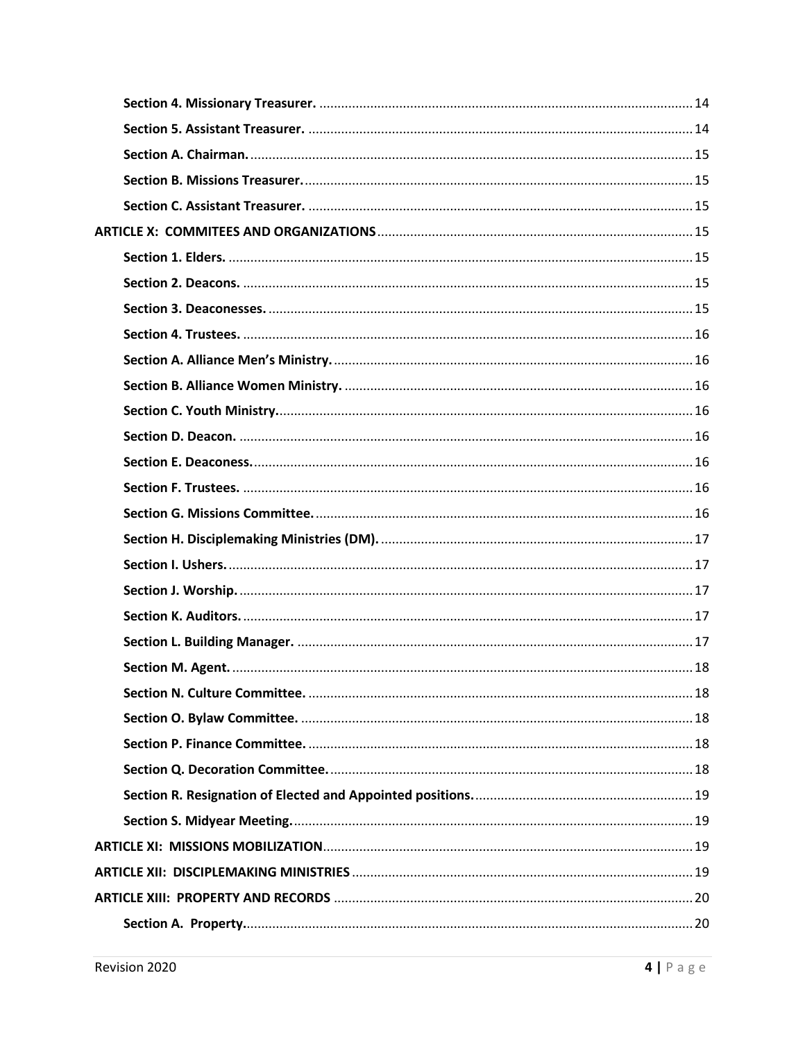**Section 4. Missionary Treasurer.** ........................................................................................................ 14

**Section 5. Assistant Treasurer.** ........................................................................................................... 14

**Section A. Chairman.** ........................................................................................................................... 15

**Section B. Missions Treasurer.** ............................................................................................................ 15

**Section C. Assistant Treasurer.** ........................................................................................................... 15

**ARTICLE X: COMMITEES AND ORGANIZATIONS** ...................................................................................... 15

**Section 1. Elders.** ................................................................................................................................. 15

**Section 2. Deacons.** ............................................................................................................................. 15

**Section 3. Deaconesses.** ...................................................................................................................... 15

**Section 4. Trustees.** ............................................................................................................................. 16

**Section A. Alliance Men's Ministry.** ..................................................................................................... 16

**Section B. Alliance Women Ministry.** .................................................................................................. 16

**Section C. Youth Ministry.** .................................................................................................................... 16

**Section D. Deacon.** ............................................................................................................................... 16

**Section E. Deaconess.** .......................................................................................................................... 16

**Section F. Trustees.** .............................................................................................................................. 16

**Section G. Missions Committee.** .......................................................................................................... 16

**Section H. Disciplemaking Ministries (DM).** ........................................................................................ 17

**Section I. Ushers.** ................................................................................................................................. 17

**Section J. Worship.** .............................................................................................................................. 17

**Section K. Auditors.** .............................................................................................................................. 17

**Section L. Building Manager.** ............................................................................................................... 17

**Section M. Agent.** ................................................................................................................................. 18

**Section N. Culture Committee.** ............................................................................................................ 18

**Section O. Bylaw Committee.** .............................................................................................................. 18

**Section P. Finance Committee.** ............................................................................................................ 18

**Section Q. Decoration Committee.** ...................................................................................................... 18

**Section R. Resignation of Elected and Appointed positions.** ............................................................. 19

**Section S. Midyear Meeting.** ................................................................................................................ 19

**ARTICLE XI: MISSIONS MOBILIZATION** ...................................................................................................... 19

**ARTICLE XII: DISCIPLEMAKING MINISTRIES** ............................................................................................... 19

**ARTICLE XIII: PROPERTY AND RECORDS** .................................................................................................... 20

**Section A. Property.** ............................................................................................................................. 20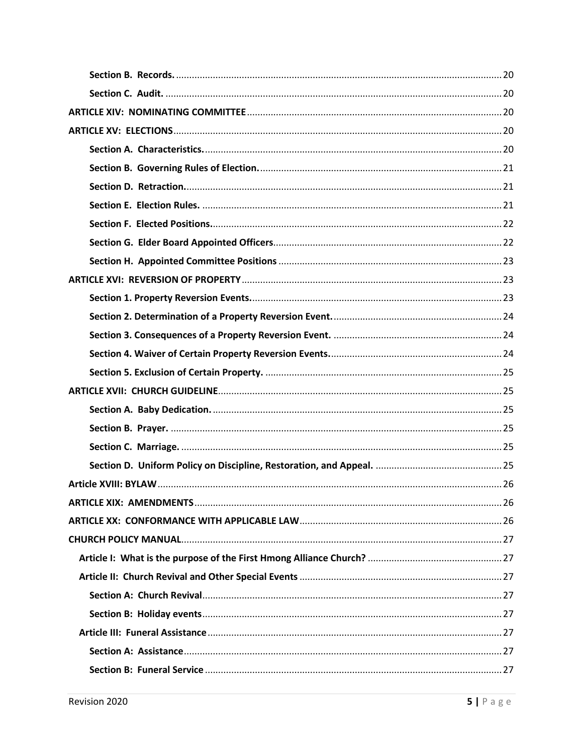- **Section B. Records.** ........ 20
- **Section C. Audit.** ........ 20

**ARTICLE XIV: NOMINATING COMMITTEE** ........ 20

**ARTICLE XV: ELECTIONS** ........ 20

- **Section A. Characteristics.** ........ 20
- **Section B. Governing Rules of Election.** ........ 21
- **Section D. Retraction.** ........ 21
- **Section E. Election Rules.** ........ 21
- **Section F. Elected Positions.** ........ 22
- **Section G. Elder Board Appointed Officers** ........ 22
- **Section H. Appointed Committee Positions** ........ 23

**ARTICLE XVI: REVERSION OF PROPERTY** ........ 23

- **Section 1. Property Reversion Events.** ........ 23
- **Section 2. Determination of a Property Reversion Event.** ........ 24
- **Section 3. Consequences of a Property Reversion Event.** ........ 24
- **Section 4. Waiver of Certain Property Reversion Events.** ........ 24
- **Section 5. Exclusion of Certain Property.** ........ 25

**ARTICLE XVII: CHURCH GUIDELINE** ........ 25

- **Section A. Baby Dedication.** ........ 25
- **Section B. Prayer.** ........ 25
- **Section C. Marriage.** ........ 25
- **Section D. Uniform Policy on Discipline, Restoration, and Appeal.** ........ 25

**Article XVIII: BYLAW** ........ 26

**ARTICLE XIX: AMENDMENTS** ........ 26

**ARTICLE XX: CONFORMANCE WITH APPLICABLE LAW** ........ 26

**CHURCH POLICY MANUAL** ........ 27

- **Article I: What is the purpose of the First Hmong Alliance Church?** ........ 27
- **Article II: Church Revival and Other Special Events** ........ 27
  - **Section A: Church Revival** ........ 27
  - **Section B: Holiday events** ........ 27
- **Article III: Funeral Assistance** ........ 27
  - **Section A: Assistance** ........ 27
  - **Section B: Funeral Service** ........ 27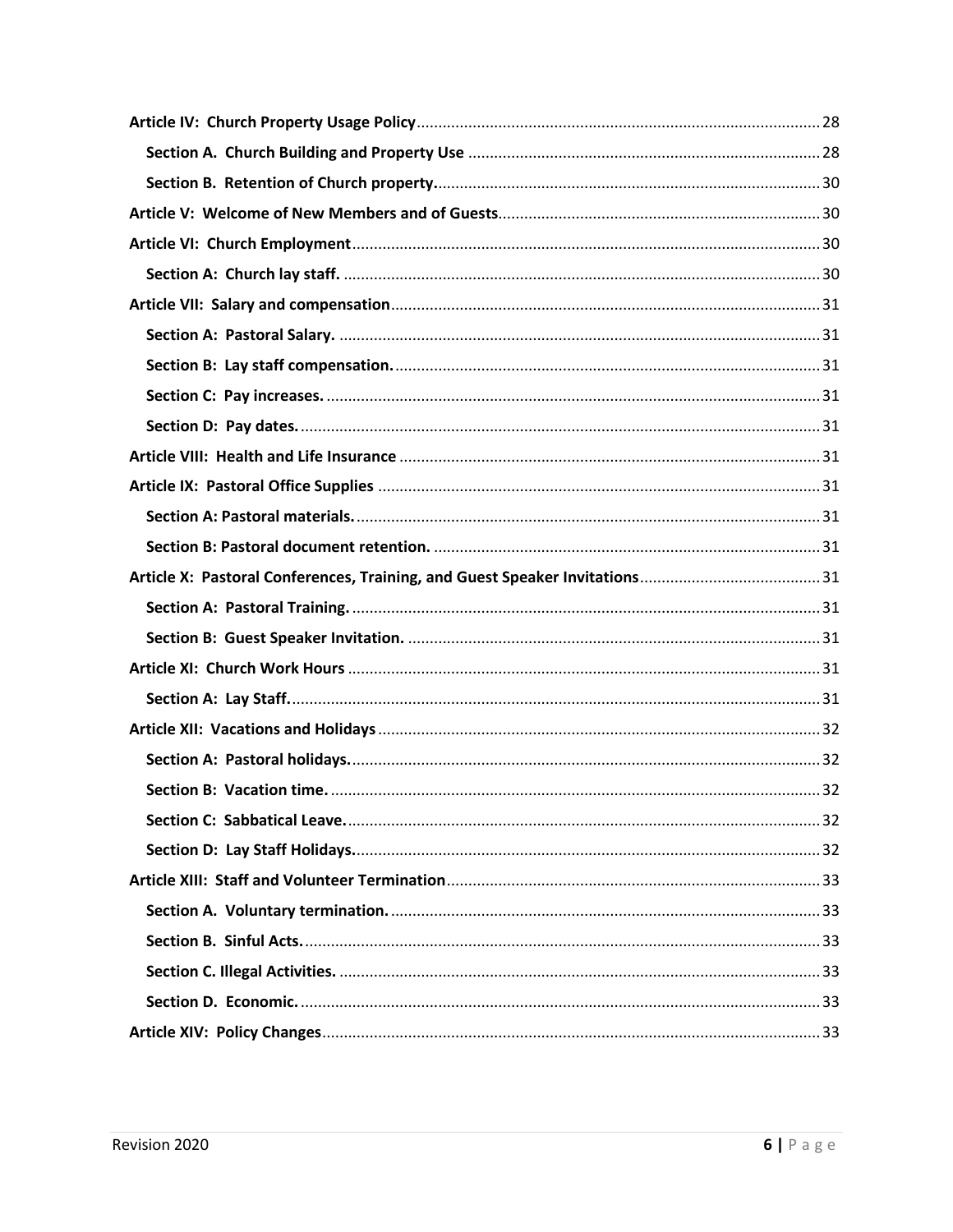**Article IV: Church Property Usage Policy** .......... 28

**Section A. Church Building and Property Use** .......... 28

**Section B. Retention of Church property.** .......... 30

**Article V: Welcome of New Members and of Guests** .......... 30

**Article VI: Church Employment** .......... 30

**Section A: Church lay staff.** .......... 30

**Article VII: Salary and compensation** .......... 31

**Section A: Pastoral Salary.** .......... 31

**Section B: Lay staff compensation.** .......... 31

**Section C: Pay increases.** .......... 31

**Section D: Pay dates.** .......... 31

**Article VIII: Health and Life Insurance** .......... 31

**Article IX: Pastoral Office Supplies** .......... 31

**Section A: Pastoral materials.** .......... 31

**Section B: Pastoral document retention.** .......... 31

**Article X: Pastoral Conferences, Training, and Guest Speaker Invitations** .......... 31

**Section A: Pastoral Training.** .......... 31

**Section B: Guest Speaker Invitation.** .......... 31

**Article XI: Church Work Hours** .......... 31

**Section A: Lay Staff.** .......... 31

**Article XII: Vacations and Holidays** .......... 32

**Section A: Pastoral holidays.** .......... 32

**Section B: Vacation time.** .......... 32

**Section C: Sabbatical Leave.** .......... 32

**Section D: Lay Staff Holidays.** .......... 32

**Article XIII: Staff and Volunteer Termination** .......... 33

**Section A. Voluntary termination.** .......... 33

**Section B. Sinful Acts.** .......... 33

**Section C. Illegal Activities.** .......... 33

**Section D. Economic.** .......... 33

**Article XIV: Policy Changes** .......... 33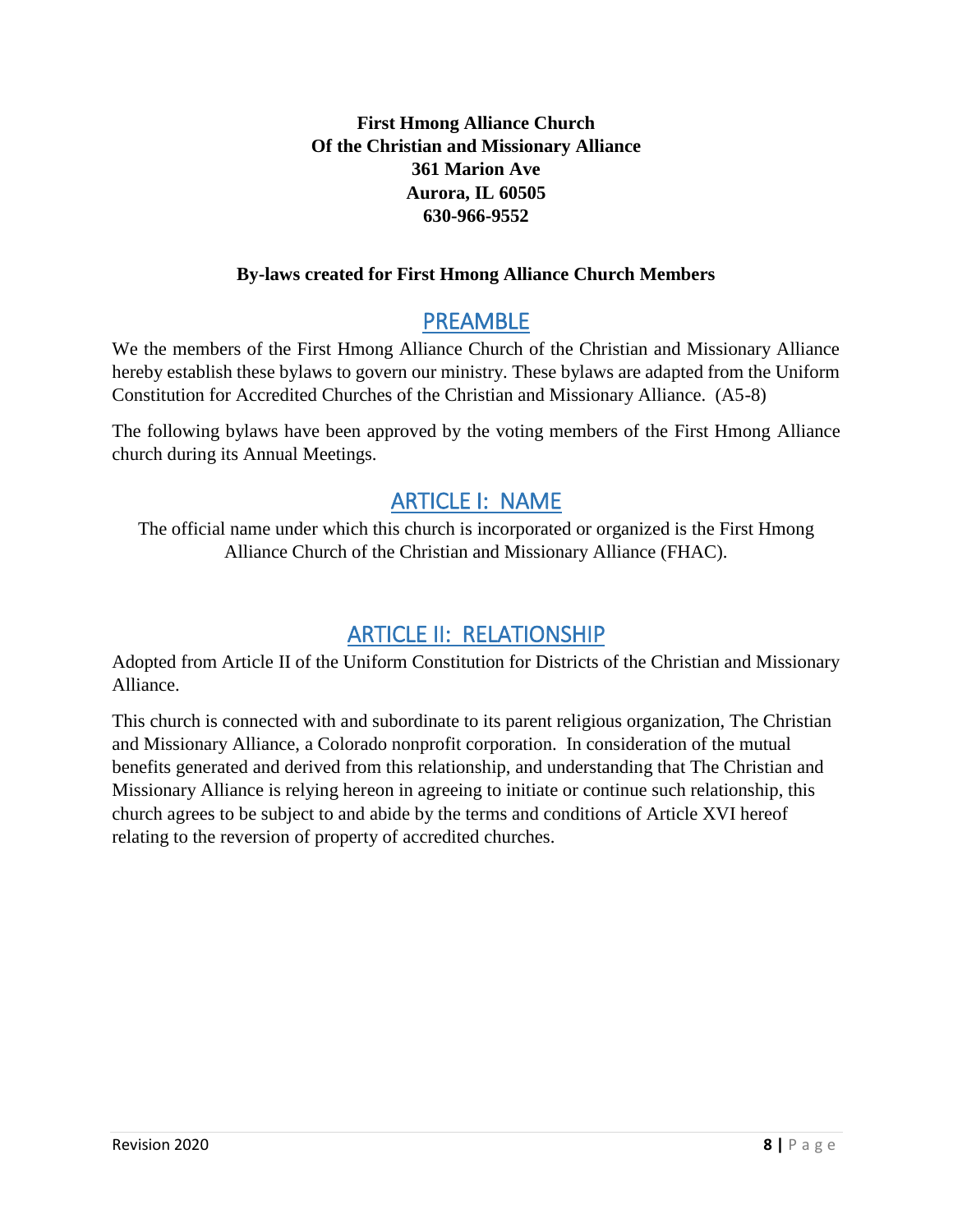**First Hmong Alliance Church**
**Of the Christian and Missionary Alliance**
**361 Marion Ave**
**Aurora, IL 60505**
**630-966-9552**

**By-laws created for First Hmong Alliance Church Members**

## PREAMBLE

We the members of the First Hmong Alliance Church of the Christian and Missionary Alliance hereby establish these bylaws to govern our ministry. These bylaws are adapted from the Uniform Constitution for Accredited Churches of the Christian and Missionary Alliance. (A5-8)

The following bylaws have been approved by the voting members of the First Hmong Alliance church during its Annual Meetings.

## ARTICLE I: NAME

The official name under which this church is incorporated or organized is the First Hmong Alliance Church of the Christian and Missionary Alliance (FHAC).

## ARTICLE II: RELATIONSHIP

Adopted from Article II of the Uniform Constitution for Districts of the Christian and Missionary Alliance.

This church is connected with and subordinate to its parent religious organization, The Christian and Missionary Alliance, a Colorado nonprofit corporation. In consideration of the mutual benefits generated and derived from this relationship, and understanding that The Christian and Missionary Alliance is relying hereon in agreeing to initiate or continue such relationship, this church agrees to be subject to and abide by the terms and conditions of Article XVI hereof relating to the reversion of property of accredited churches.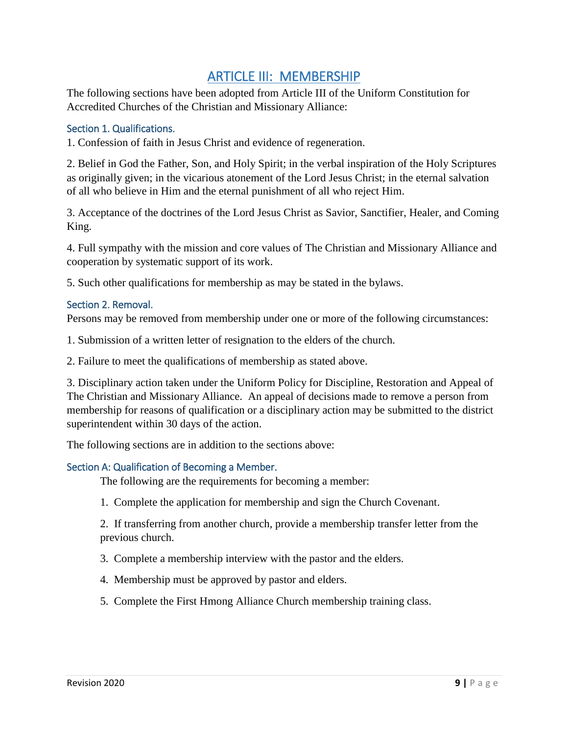# ARTICLE III: MEMBERSHIP

The following sections have been adopted from Article III of the Uniform Constitution for Accredited Churches of the Christian and Missionary Alliance:

### Section 1. Qualifications.

1. Confession of faith in Jesus Christ and evidence of regeneration.

2. Belief in God the Father, Son, and Holy Spirit; in the verbal inspiration of the Holy Scriptures as originally given; in the vicarious atonement of the Lord Jesus Christ; in the eternal salvation of all who believe in Him and the eternal punishment of all who reject Him.

3. Acceptance of the doctrines of the Lord Jesus Christ as Savior, Sanctifier, Healer, and Coming King.

4. Full sympathy with the mission and core values of The Christian and Missionary Alliance and cooperation by systematic support of its work.

5. Such other qualifications for membership as may be stated in the bylaws.

### Section 2. Removal.

Persons may be removed from membership under one or more of the following circumstances:

1. Submission of a written letter of resignation to the elders of the church.

2. Failure to meet the qualifications of membership as stated above.

3. Disciplinary action taken under the Uniform Policy for Discipline, Restoration and Appeal of The Christian and Missionary Alliance. An appeal of decisions made to remove a person from membership for reasons of qualification or a disciplinary action may be submitted to the district superintendent within 30 days of the action.

The following sections are in addition to the sections above:

### Section A: Qualification of Becoming a Member.

The following are the requirements for becoming a member:

1. Complete the application for membership and sign the Church Covenant.

2. If transferring from another church, provide a membership transfer letter from the previous church.

3. Complete a membership interview with the pastor and the elders.

4. Membership must be approved by pastor and elders.

5. Complete the First Hmong Alliance Church membership training class.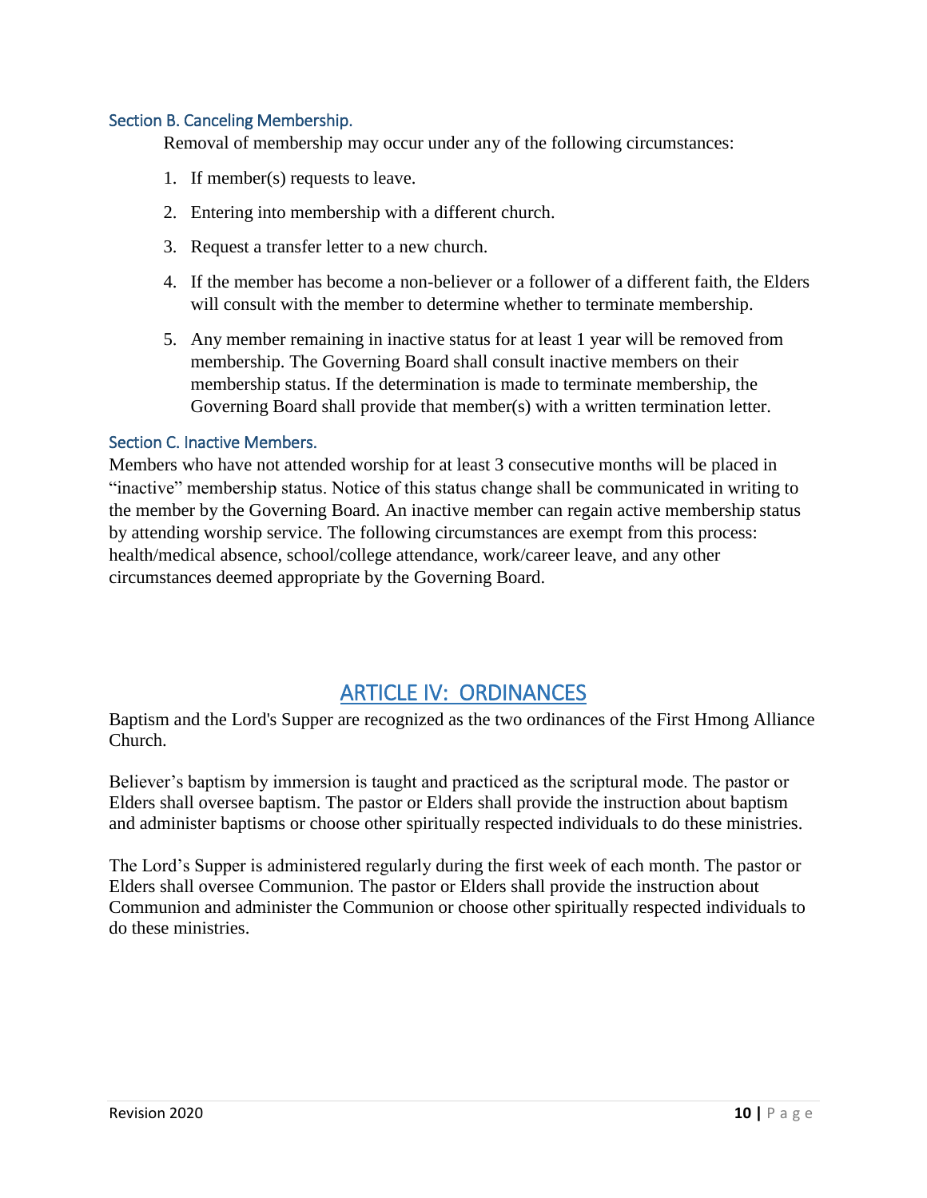### Section B. Canceling Membership.

Removal of membership may occur under any of the following circumstances:

1. If member(s) requests to leave.
2. Entering into membership with a different church.
3. Request a transfer letter to a new church.
4. If the member has become a non-believer or a follower of a different faith, the Elders will consult with the member to determine whether to terminate membership.
5. Any member remaining in inactive status for at least 1 year will be removed from membership. The Governing Board shall consult inactive members on their membership status. If the determination is made to terminate membership, the Governing Board shall provide that member(s) with a written termination letter.

### Section C. Inactive Members.

Members who have not attended worship for at least 3 consecutive months will be placed in "inactive" membership status. Notice of this status change shall be communicated in writing to the member by the Governing Board. An inactive member can regain active membership status by attending worship service. The following circumstances are exempt from this process: health/medical absence, school/college attendance, work/career leave, and any other circumstances deemed appropriate by the Governing Board.

## ARTICLE IV: ORDINANCES

Baptism and the Lord's Supper are recognized as the two ordinances of the First Hmong Alliance Church.

Believer's baptism by immersion is taught and practiced as the scriptural mode. The pastor or Elders shall oversee baptism. The pastor or Elders shall provide the instruction about baptism and administer baptisms or choose other spiritually respected individuals to do these ministries.

The Lord's Supper is administered regularly during the first week of each month. The pastor or Elders shall oversee Communion. The pastor or Elders shall provide the instruction about Communion and administer the Communion or choose other spiritually respected individuals to do these ministries.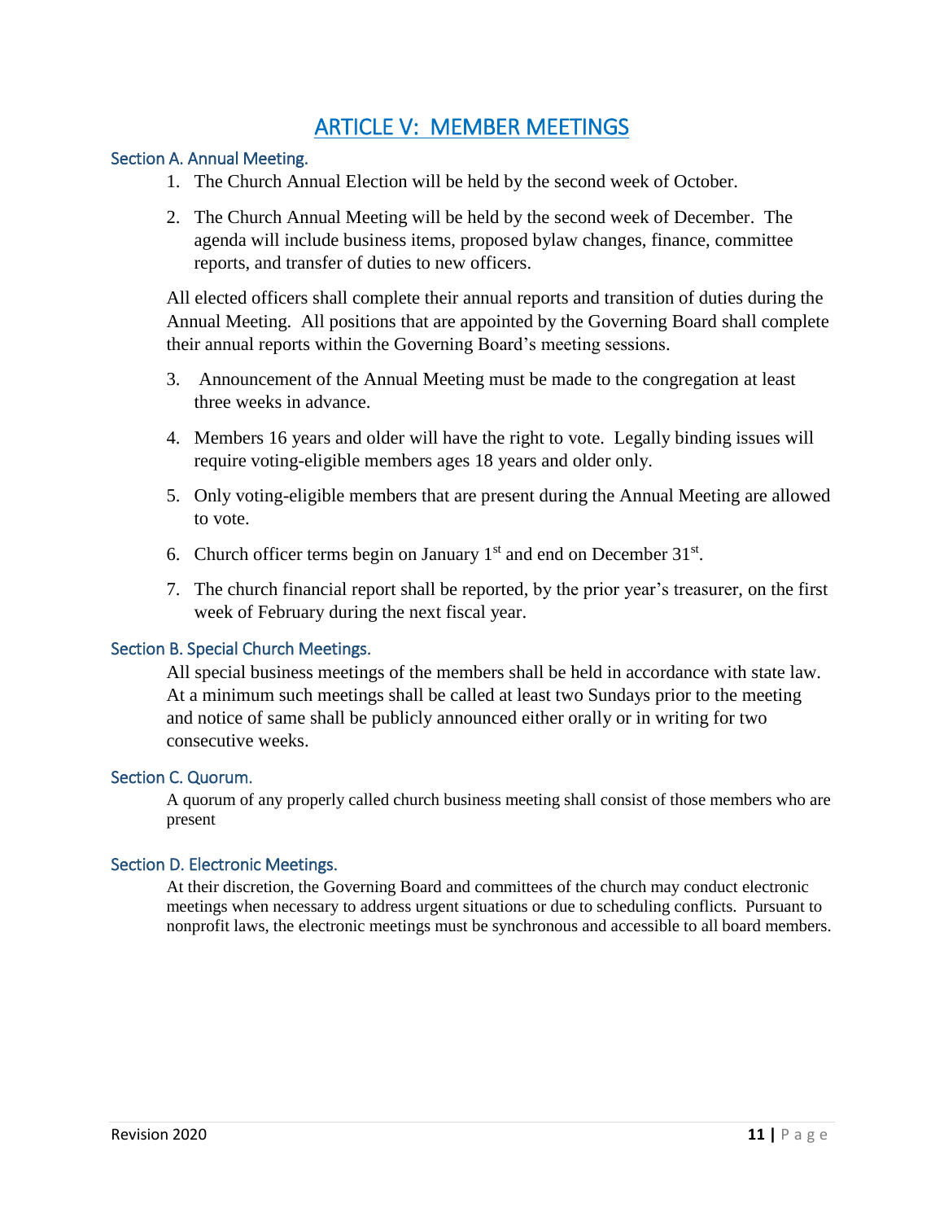# ARTICLE V: MEMBER MEETINGS

### Section A. Annual Meeting.

1. The Church Annual Election will be held by the second week of October.
2. The Church Annual Meeting will be held by the second week of December. The agenda will include business items, proposed bylaw changes, finance, committee reports, and transfer of duties to new officers.

All elected officers shall complete their annual reports and transition of duties during the Annual Meeting. All positions that are appointed by the Governing Board shall complete their annual reports within the Governing Board's meeting sessions.

3. Announcement of the Annual Meeting must be made to the congregation at least three weeks in advance.
4. Members 16 years and older will have the right to vote. Legally binding issues will require voting-eligible members ages 18 years and older only.
5. Only voting-eligible members that are present during the Annual Meeting are allowed to vote.
6. Church officer terms begin on January 1st and end on December 31st.
7. The church financial report shall be reported, by the prior year's treasurer, on the first week of February during the next fiscal year.

### Section B. Special Church Meetings.

All special business meetings of the members shall be held in accordance with state law. At a minimum such meetings shall be called at least two Sundays prior to the meeting and notice of same shall be publicly announced either orally or in writing for two consecutive weeks.

### Section C. Quorum.

A quorum of any properly called church business meeting shall consist of those members who are present

### Section D. Electronic Meetings.

At their discretion, the Governing Board and committees of the church may conduct electronic meetings when necessary to address urgent situations or due to scheduling conflicts. Pursuant to nonprofit laws, the electronic meetings must be synchronous and accessible to all board members.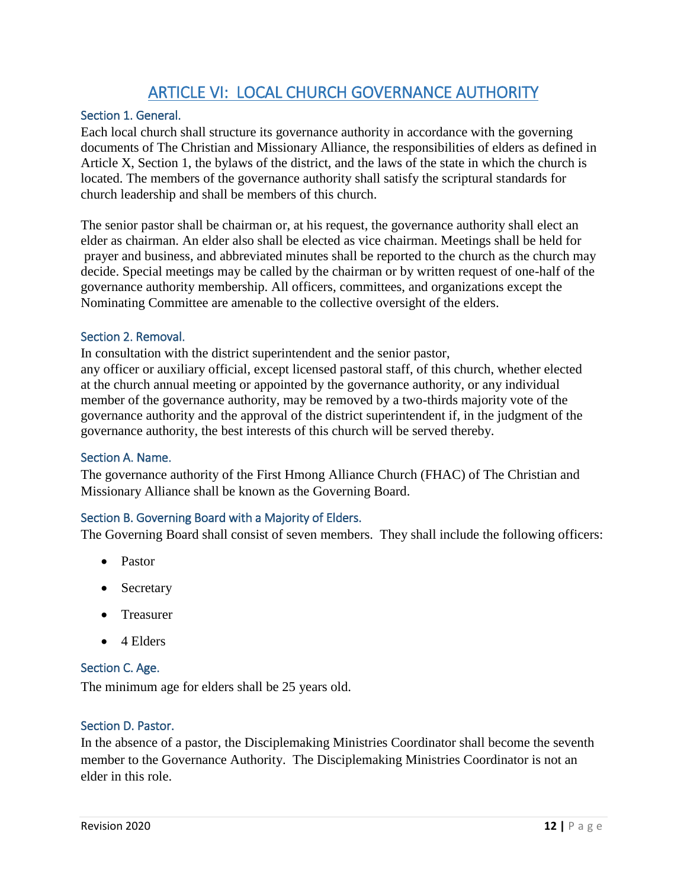# ARTICLE VI: LOCAL CHURCH GOVERNANCE AUTHORITY

### Section 1. General.

Each local church shall structure its governance authority in accordance with the governing documents of The Christian and Missionary Alliance, the responsibilities of elders as defined in Article X, Section 1, the bylaws of the district, and the laws of the state in which the church is located. The members of the governance authority shall satisfy the scriptural standards for church leadership and shall be members of this church.

The senior pastor shall be chairman or, at his request, the governance authority shall elect an elder as chairman. An elder also shall be elected as vice chairman. Meetings shall be held for prayer and business, and abbreviated minutes shall be reported to the church as the church may decide. Special meetings may be called by the chairman or by written request of one-half of the governance authority membership. All officers, committees, and organizations except the Nominating Committee are amenable to the collective oversight of the elders.

### Section 2. Removal.

In consultation with the district superintendent and the senior pastor, any officer or auxiliary official, except licensed pastoral staff, of this church, whether elected at the church annual meeting or appointed by the governance authority, or any individual member of the governance authority, may be removed by a two-thirds majority vote of the governance authority and the approval of the district superintendent if, in the judgment of the governance authority, the best interests of this church will be served thereby.

### Section A. Name.

The governance authority of the First Hmong Alliance Church (FHAC) of The Christian and Missionary Alliance shall be known as the Governing Board.

### Section B. Governing Board with a Majority of Elders.

The Governing Board shall consist of seven members. They shall include the following officers:

- Pastor
- Secretary
- Treasurer
- 4 Elders

### Section C. Age.

The minimum age for elders shall be 25 years old.

### Section D. Pastor.

In the absence of a pastor, the Disciplemaking Ministries Coordinator shall become the seventh member to the Governance Authority. The Disciplemaking Ministries Coordinator is not an elder in this role.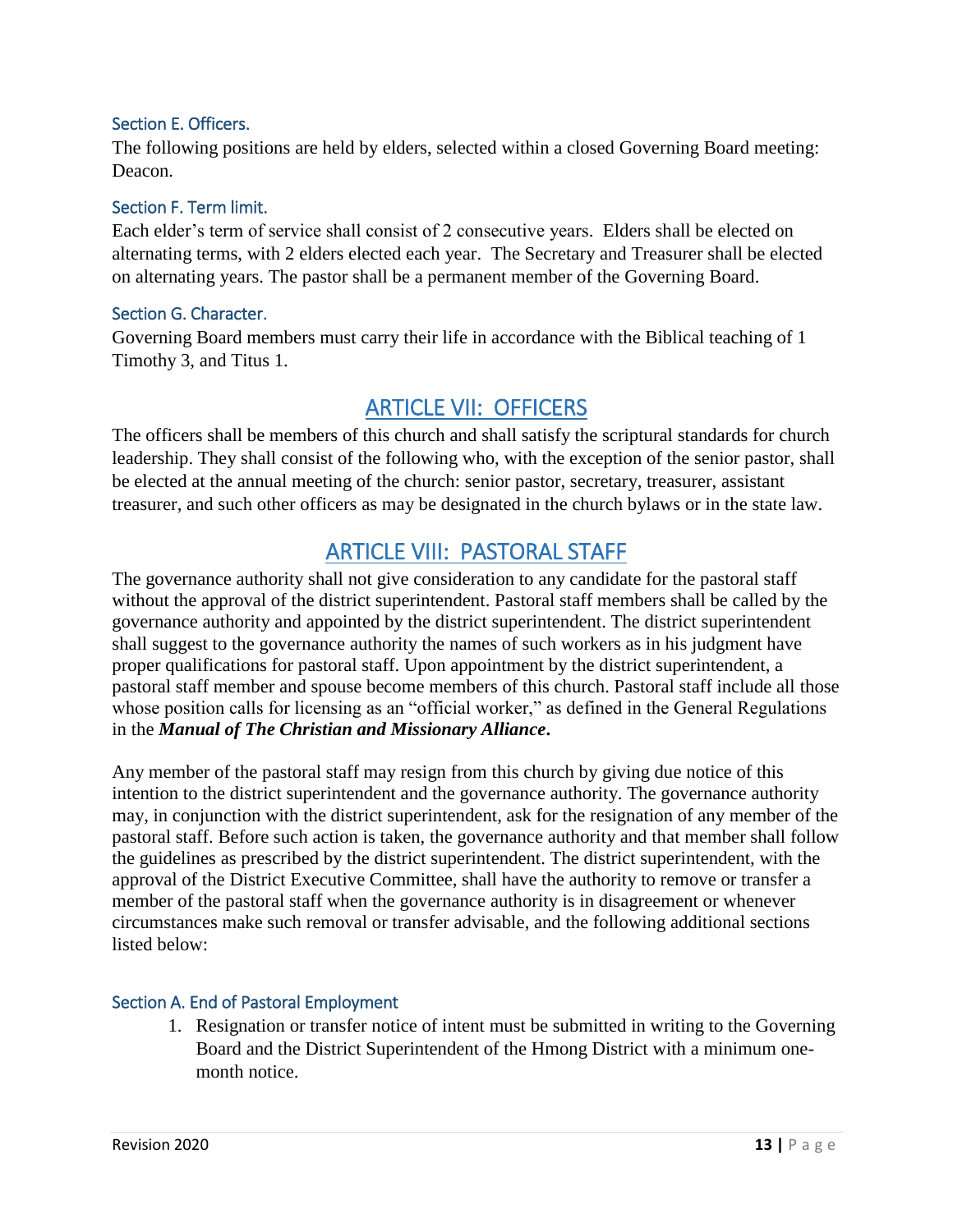### Section E. Officers.

The following positions are held by elders, selected within a closed Governing Board meeting: Deacon.

### Section F. Term limit.

Each elder's term of service shall consist of 2 consecutive years. Elders shall be elected on alternating terms, with 2 elders elected each year. The Secretary and Treasurer shall be elected on alternating years. The pastor shall be a permanent member of the Governing Board.

### Section G. Character.

Governing Board members must carry their life in accordance with the Biblical teaching of 1 Timothy 3, and Titus 1.

## ARTICLE VII: OFFICERS

The officers shall be members of this church and shall satisfy the scriptural standards for church leadership. They shall consist of the following who, with the exception of the senior pastor, shall be elected at the annual meeting of the church: senior pastor, secretary, treasurer, assistant treasurer, and such other officers as may be designated in the church bylaws or in the state law.

## ARTICLE VIII: PASTORAL STAFF

The governance authority shall not give consideration to any candidate for the pastoral staff without the approval of the district superintendent. Pastoral staff members shall be called by the governance authority and appointed by the district superintendent. The district superintendent shall suggest to the governance authority the names of such workers as in his judgment have proper qualifications for pastoral staff. Upon appointment by the district superintendent, a pastoral staff member and spouse become members of this church. Pastoral staff include all those whose position calls for licensing as an "official worker," as defined in the General Regulations in the ***Manual of The Christian and Missionary Alliance*.**

Any member of the pastoral staff may resign from this church by giving due notice of this intention to the district superintendent and the governance authority. The governance authority may, in conjunction with the district superintendent, ask for the resignation of any member of the pastoral staff. Before such action is taken, the governance authority and that member shall follow the guidelines as prescribed by the district superintendent. The district superintendent, with the approval of the District Executive Committee, shall have the authority to remove or transfer a member of the pastoral staff when the governance authority is in disagreement or whenever circumstances make such removal or transfer advisable, and the following additional sections listed below:

### Section A. End of Pastoral Employment

1. Resignation or transfer notice of intent must be submitted in writing to the Governing Board and the District Superintendent of the Hmong District with a minimum one-month notice.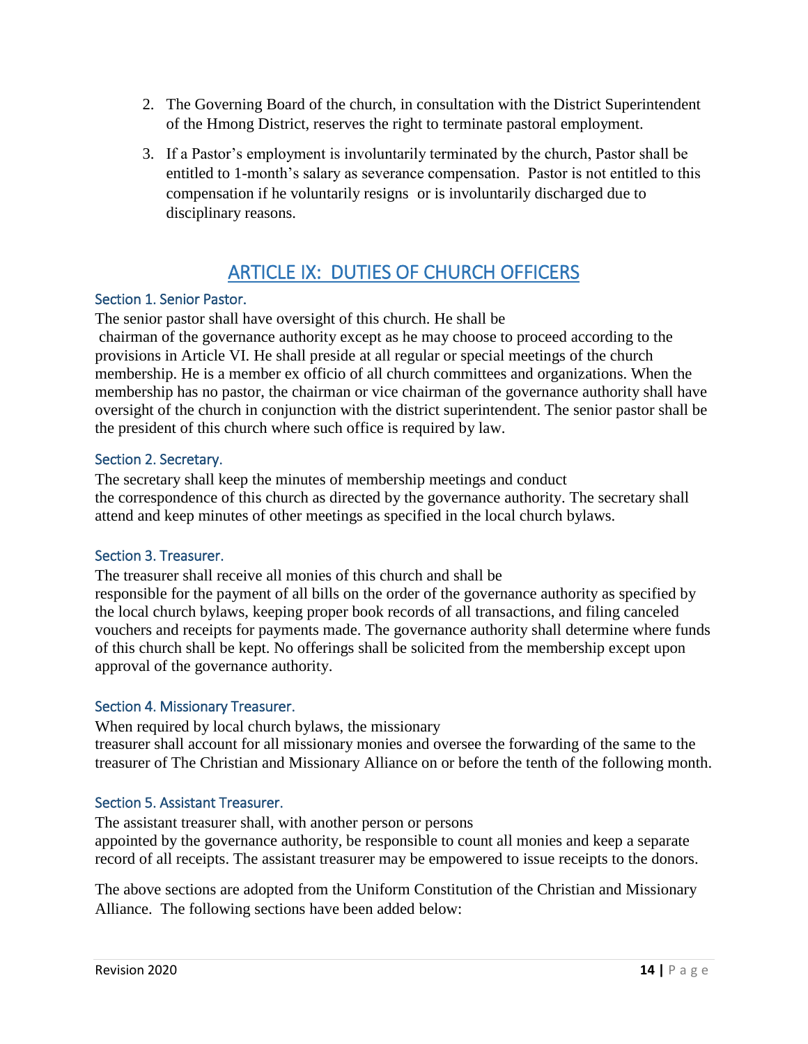2. The Governing Board of the church, in consultation with the District Superintendent of the Hmong District, reserves the right to terminate pastoral employment.
3. If a Pastor's employment is involuntarily terminated by the church, Pastor shall be entitled to 1-month's salary as severance compensation. Pastor is not entitled to this compensation if he voluntarily resigns or is involuntarily discharged due to disciplinary reasons.

## ARTICLE IX: DUTIES OF CHURCH OFFICERS

### Section 1. Senior Pastor.

The senior pastor shall have oversight of this church. He shall be chairman of the governance authority except as he may choose to proceed according to the provisions in Article VI. He shall preside at all regular or special meetings of the church membership. He is a member ex officio of all church committees and organizations. When the membership has no pastor, the chairman or vice chairman of the governance authority shall have oversight of the church in conjunction with the district superintendent. The senior pastor shall be the president of this church where such office is required by law.

### Section 2. Secretary.

The secretary shall keep the minutes of membership meetings and conduct the correspondence of this church as directed by the governance authority. The secretary shall attend and keep minutes of other meetings as specified in the local church bylaws.

### Section 3. Treasurer.

The treasurer shall receive all monies of this church and shall be responsible for the payment of all bills on the order of the governance authority as specified by the local church bylaws, keeping proper book records of all transactions, and filing canceled vouchers and receipts for payments made. The governance authority shall determine where funds of this church shall be kept. No offerings shall be solicited from the membership except upon approval of the governance authority.

### Section 4. Missionary Treasurer.

When required by local church bylaws, the missionary treasurer shall account for all missionary monies and oversee the forwarding of the same to the treasurer of The Christian and Missionary Alliance on or before the tenth of the following month.

### Section 5. Assistant Treasurer.

The assistant treasurer shall, with another person or persons appointed by the governance authority, be responsible to count all monies and keep a separate record of all receipts. The assistant treasurer may be empowered to issue receipts to the donors.

The above sections are adopted from the Uniform Constitution of the Christian and Missionary Alliance. The following sections have been added below: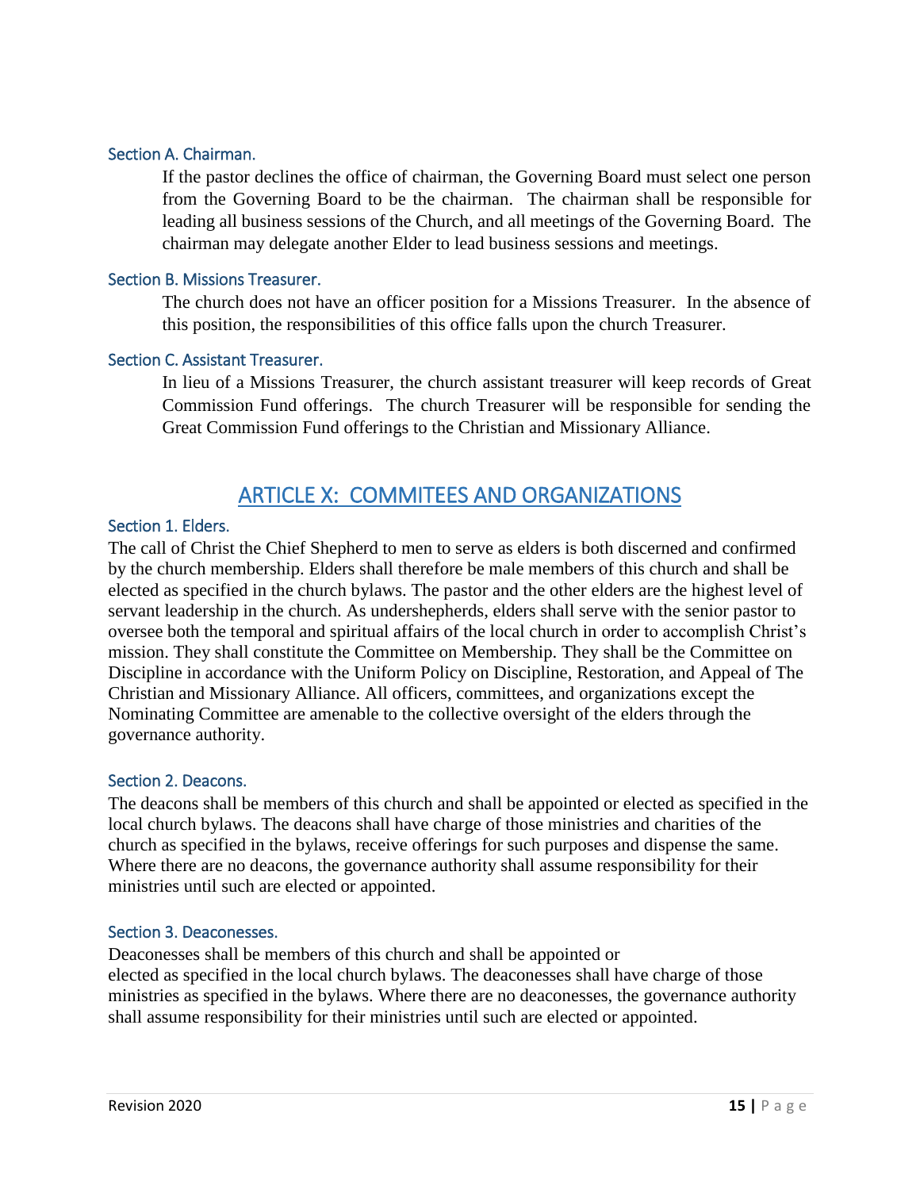### Section A. Chairman.

If the pastor declines the office of chairman, the Governing Board must select one person from the Governing Board to be the chairman. The chairman shall be responsible for leading all business sessions of the Church, and all meetings of the Governing Board. The chairman may delegate another Elder to lead business sessions and meetings.

### Section B. Missions Treasurer.

The church does not have an officer position for a Missions Treasurer. In the absence of this position, the responsibilities of this office falls upon the church Treasurer.

### Section C. Assistant Treasurer.

In lieu of a Missions Treasurer, the church assistant treasurer will keep records of Great Commission Fund offerings. The church Treasurer will be responsible for sending the Great Commission Fund offerings to the Christian and Missionary Alliance.

## ARTICLE X: COMMITEES AND ORGANIZATIONS

### Section 1. Elders.

The call of Christ the Chief Shepherd to men to serve as elders is both discerned and confirmed by the church membership. Elders shall therefore be male members of this church and shall be elected as specified in the church bylaws. The pastor and the other elders are the highest level of servant leadership in the church. As undershepherds, elders shall serve with the senior pastor to oversee both the temporal and spiritual affairs of the local church in order to accomplish Christ's mission. They shall constitute the Committee on Membership. They shall be the Committee on Discipline in accordance with the Uniform Policy on Discipline, Restoration, and Appeal of The Christian and Missionary Alliance. All officers, committees, and organizations except the Nominating Committee are amenable to the collective oversight of the elders through the governance authority.

### Section 2. Deacons.

The deacons shall be members of this church and shall be appointed or elected as specified in the local church bylaws. The deacons shall have charge of those ministries and charities of the church as specified in the bylaws, receive offerings for such purposes and dispense the same. Where there are no deacons, the governance authority shall assume responsibility for their ministries until such are elected or appointed.

### Section 3. Deaconesses.

Deaconesses shall be members of this church and shall be appointed or elected as specified in the local church bylaws. The deaconesses shall have charge of those ministries as specified in the bylaws. Where there are no deaconesses, the governance authority shall assume responsibility for their ministries until such are elected or appointed.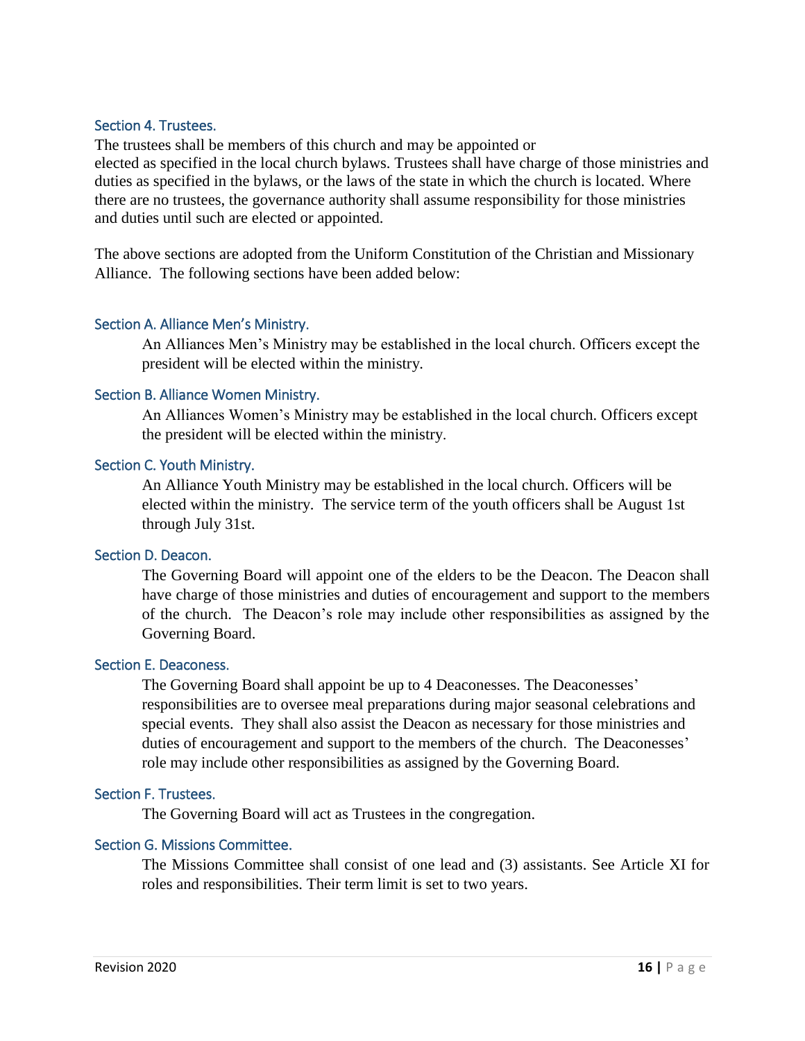### Section 4. Trustees.

The trustees shall be members of this church and may be appointed or elected as specified in the local church bylaws. Trustees shall have charge of those ministries and duties as specified in the bylaws, or the laws of the state in which the church is located. Where there are no trustees, the governance authority shall assume responsibility for those ministries and duties until such are elected or appointed.

The above sections are adopted from the Uniform Constitution of the Christian and Missionary Alliance. The following sections have been added below:

### Section A. Alliance Men's Ministry.

An Alliances Men's Ministry may be established in the local church. Officers except the president will be elected within the ministry.

### Section B. Alliance Women Ministry.

An Alliances Women's Ministry may be established in the local church. Officers except the president will be elected within the ministry.

### Section C. Youth Ministry.

An Alliance Youth Ministry may be established in the local church. Officers will be elected within the ministry. The service term of the youth officers shall be August 1st through July 31st.

### Section D. Deacon.

The Governing Board will appoint one of the elders to be the Deacon. The Deacon shall have charge of those ministries and duties of encouragement and support to the members of the church. The Deacon's role may include other responsibilities as assigned by the Governing Board.

### Section E. Deaconess.

The Governing Board shall appoint be up to 4 Deaconesses. The Deaconesses' responsibilities are to oversee meal preparations during major seasonal celebrations and special events. They shall also assist the Deacon as necessary for those ministries and duties of encouragement and support to the members of the church. The Deaconesses' role may include other responsibilities as assigned by the Governing Board.

### Section F. Trustees.

The Governing Board will act as Trustees in the congregation.

### Section G. Missions Committee.

The Missions Committee shall consist of one lead and (3) assistants. See Article XI for roles and responsibilities. Their term limit is set to two years.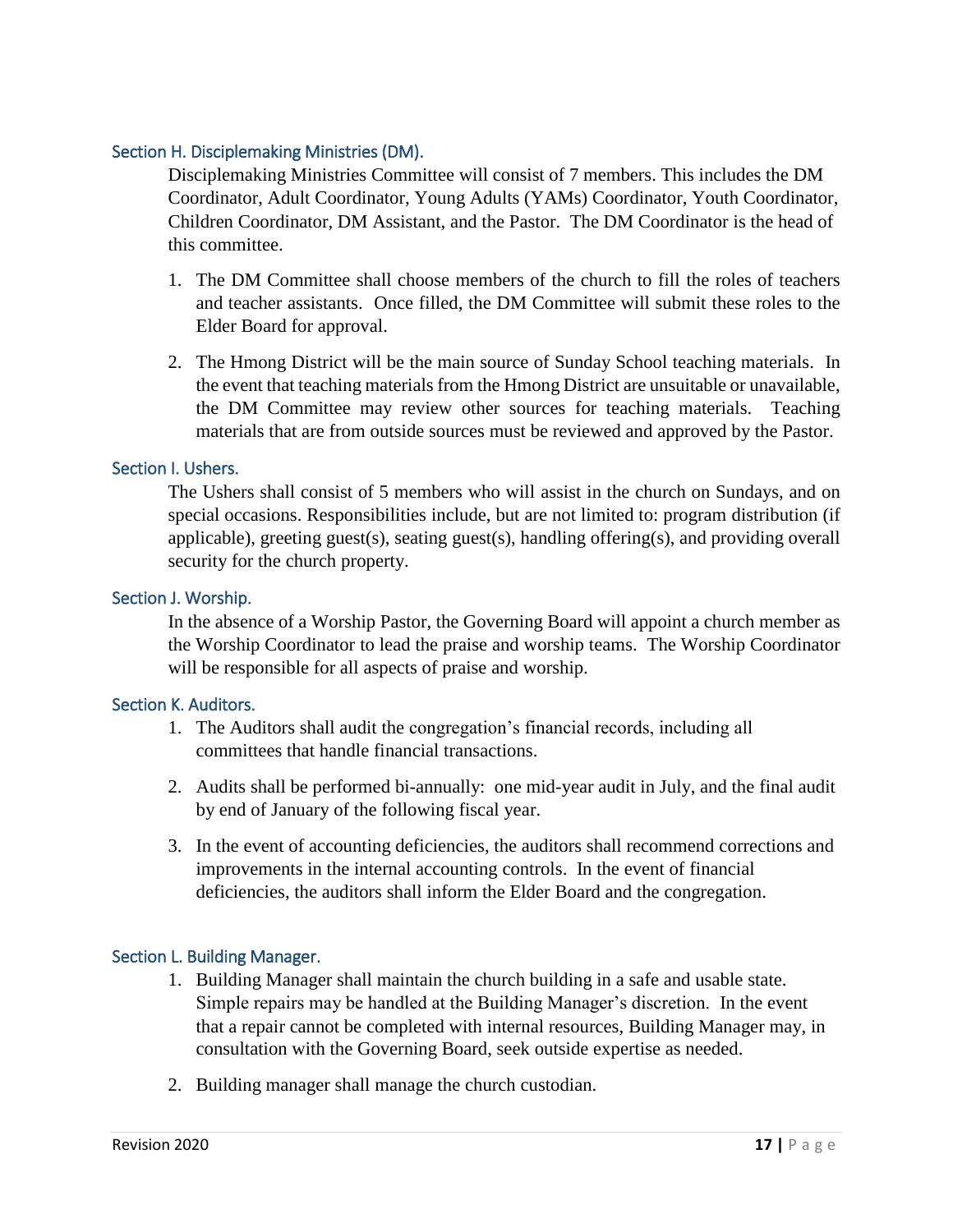### Section H. Disciplemaking Ministries (DM).

Disciplemaking Ministries Committee will consist of 7 members. This includes the DM Coordinator, Adult Coordinator, Young Adults (YAMs) Coordinator, Youth Coordinator, Children Coordinator, DM Assistant, and the Pastor. The DM Coordinator is the head of this committee.

1. The DM Committee shall choose members of the church to fill the roles of teachers and teacher assistants. Once filled, the DM Committee will submit these roles to the Elder Board for approval.
2. The Hmong District will be the main source of Sunday School teaching materials. In the event that teaching materials from the Hmong District are unsuitable or unavailable, the DM Committee may review other sources for teaching materials. Teaching materials that are from outside sources must be reviewed and approved by the Pastor.

### Section I. Ushers.

The Ushers shall consist of 5 members who will assist in the church on Sundays, and on special occasions. Responsibilities include, but are not limited to: program distribution (if applicable), greeting guest(s), seating guest(s), handling offering(s), and providing overall security for the church property.

### Section J. Worship.

In the absence of a Worship Pastor, the Governing Board will appoint a church member as the Worship Coordinator to lead the praise and worship teams. The Worship Coordinator will be responsible for all aspects of praise and worship.

### Section K. Auditors.

1. The Auditors shall audit the congregation's financial records, including all committees that handle financial transactions.
2. Audits shall be performed bi-annually: one mid-year audit in July, and the final audit by end of January of the following fiscal year.
3. In the event of accounting deficiencies, the auditors shall recommend corrections and improvements in the internal accounting controls. In the event of financial deficiencies, the auditors shall inform the Elder Board and the congregation.

### Section L. Building Manager.

1. Building Manager shall maintain the church building in a safe and usable state. Simple repairs may be handled at the Building Manager's discretion. In the event that a repair cannot be completed with internal resources, Building Manager may, in consultation with the Governing Board, seek outside expertise as needed.
2. Building manager shall manage the church custodian.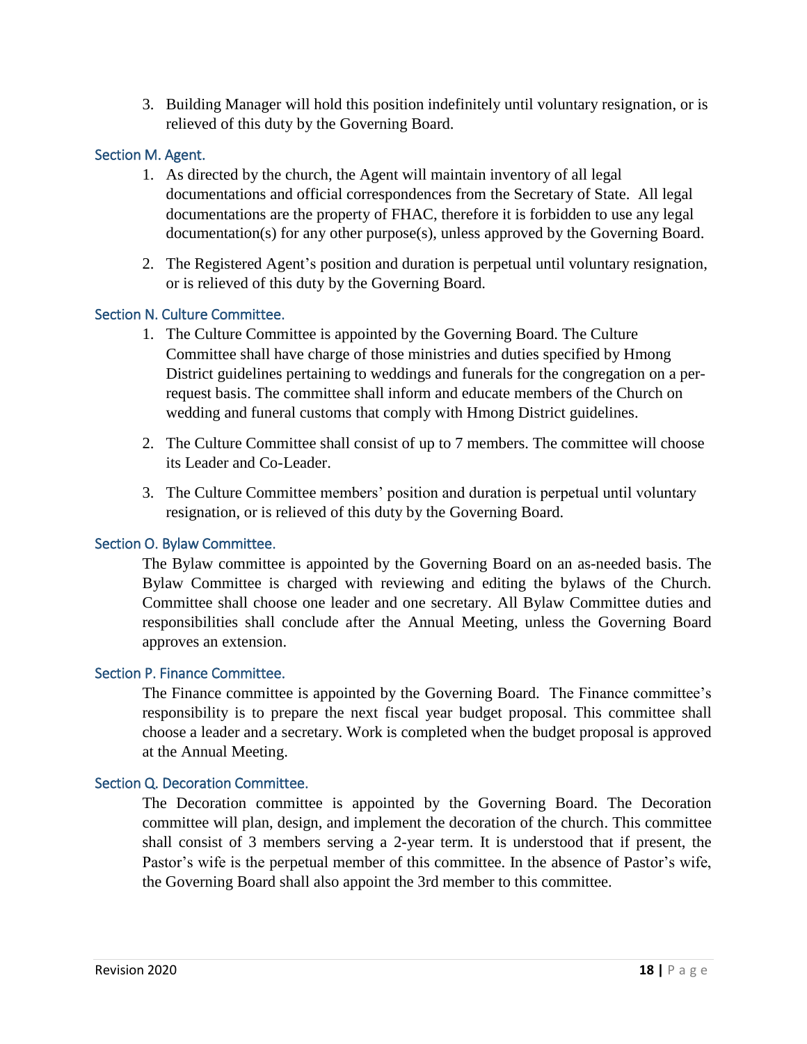3. Building Manager will hold this position indefinitely until voluntary resignation, or is relieved of this duty by the Governing Board.

### Section M. Agent.

1. As directed by the church, the Agent will maintain inventory of all legal documentations and official correspondences from the Secretary of State. All legal documentations are the property of FHAC, therefore it is forbidden to use any legal documentation(s) for any other purpose(s), unless approved by the Governing Board.

2. The Registered Agent's position and duration is perpetual until voluntary resignation, or is relieved of this duty by the Governing Board.

### Section N. Culture Committee.

1. The Culture Committee is appointed by the Governing Board. The Culture Committee shall have charge of those ministries and duties specified by Hmong District guidelines pertaining to weddings and funerals for the congregation on a per-request basis. The committee shall inform and educate members of the Church on wedding and funeral customs that comply with Hmong District guidelines.

2. The Culture Committee shall consist of up to 7 members. The committee will choose its Leader and Co-Leader.

3. The Culture Committee members' position and duration is perpetual until voluntary resignation, or is relieved of this duty by the Governing Board.

### Section O. Bylaw Committee.

The Bylaw committee is appointed by the Governing Board on an as-needed basis. The Bylaw Committee is charged with reviewing and editing the bylaws of the Church. Committee shall choose one leader and one secretary. All Bylaw Committee duties and responsibilities shall conclude after the Annual Meeting, unless the Governing Board approves an extension.

### Section P. Finance Committee.

The Finance committee is appointed by the Governing Board. The Finance committee's responsibility is to prepare the next fiscal year budget proposal. This committee shall choose a leader and a secretary. Work is completed when the budget proposal is approved at the Annual Meeting.

### Section Q. Decoration Committee.

The Decoration committee is appointed by the Governing Board. The Decoration committee will plan, design, and implement the decoration of the church. This committee shall consist of 3 members serving a 2-year term. It is understood that if present, the Pastor's wife is the perpetual member of this committee. In the absence of Pastor's wife, the Governing Board shall also appoint the 3rd member to this committee.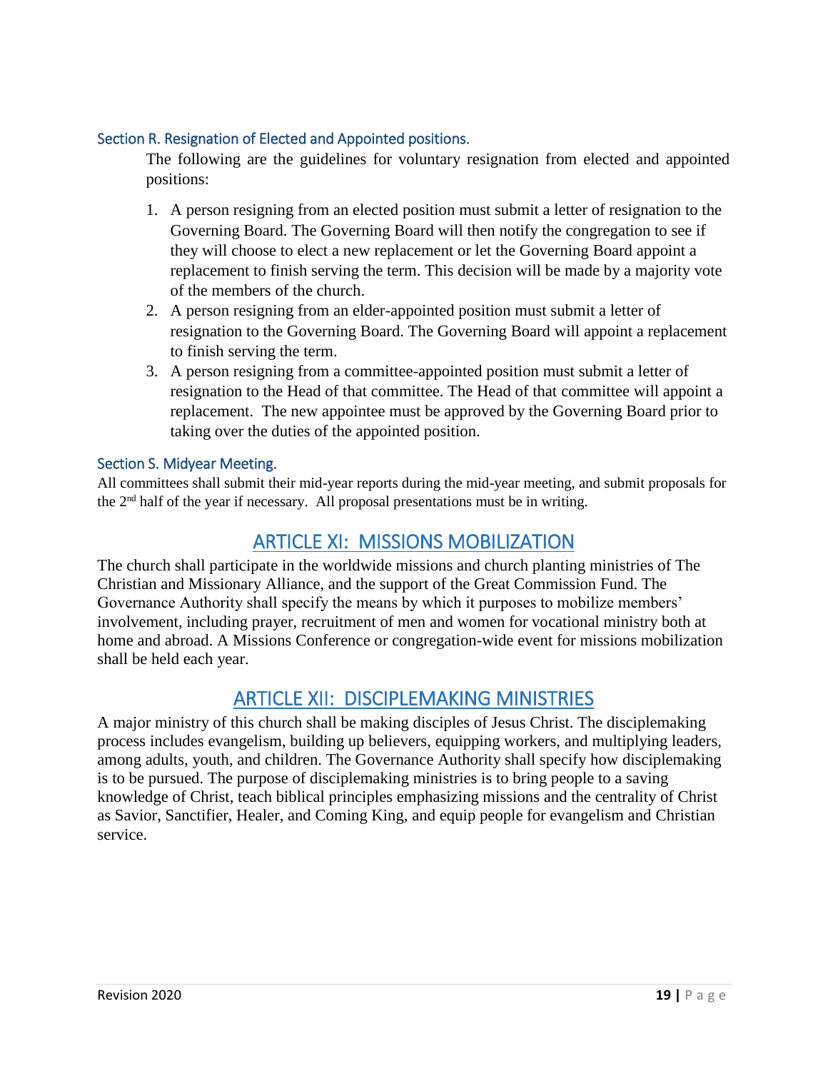### Section R. Resignation of Elected and Appointed positions.

The following are the guidelines for voluntary resignation from elected and appointed positions:

1. A person resigning from an elected position must submit a letter of resignation to the Governing Board. The Governing Board will then notify the congregation to see if they will choose to elect a new replacement or let the Governing Board appoint a replacement to finish serving the term. This decision will be made by a majority vote of the members of the church.
2. A person resigning from an elder-appointed position must submit a letter of resignation to the Governing Board. The Governing Board will appoint a replacement to finish serving the term.
3. A person resigning from a committee-appointed position must submit a letter of resignation to the Head of that committee. The Head of that committee will appoint a replacement. The new appointee must be approved by the Governing Board prior to taking over the duties of the appointed position.

### Section S. Midyear Meeting.

All committees shall submit their mid-year reports during the mid-year meeting, and submit proposals for the 2nd half of the year if necessary. All proposal presentations must be in writing.

## ARTICLE XI: MISSIONS MOBILIZATION

The church shall participate in the worldwide missions and church planting ministries of The Christian and Missionary Alliance, and the support of the Great Commission Fund. The Governance Authority shall specify the means by which it purposes to mobilize members' involvement, including prayer, recruitment of men and women for vocational ministry both at home and abroad. A Missions Conference or congregation-wide event for missions mobilization shall be held each year.

## ARTICLE XII: DISCIPLEMAKING MINISTRIES

A major ministry of this church shall be making disciples of Jesus Christ. The disciplemaking process includes evangelism, building up believers, equipping workers, and multiplying leaders, among adults, youth, and children. The Governance Authority shall specify how disciplemaking is to be pursued. The purpose of disciplemaking ministries is to bring people to a saving knowledge of Christ, teach biblical principles emphasizing missions and the centrality of Christ as Savior, Sanctifier, Healer, and Coming King, and equip people for evangelism and Christian service.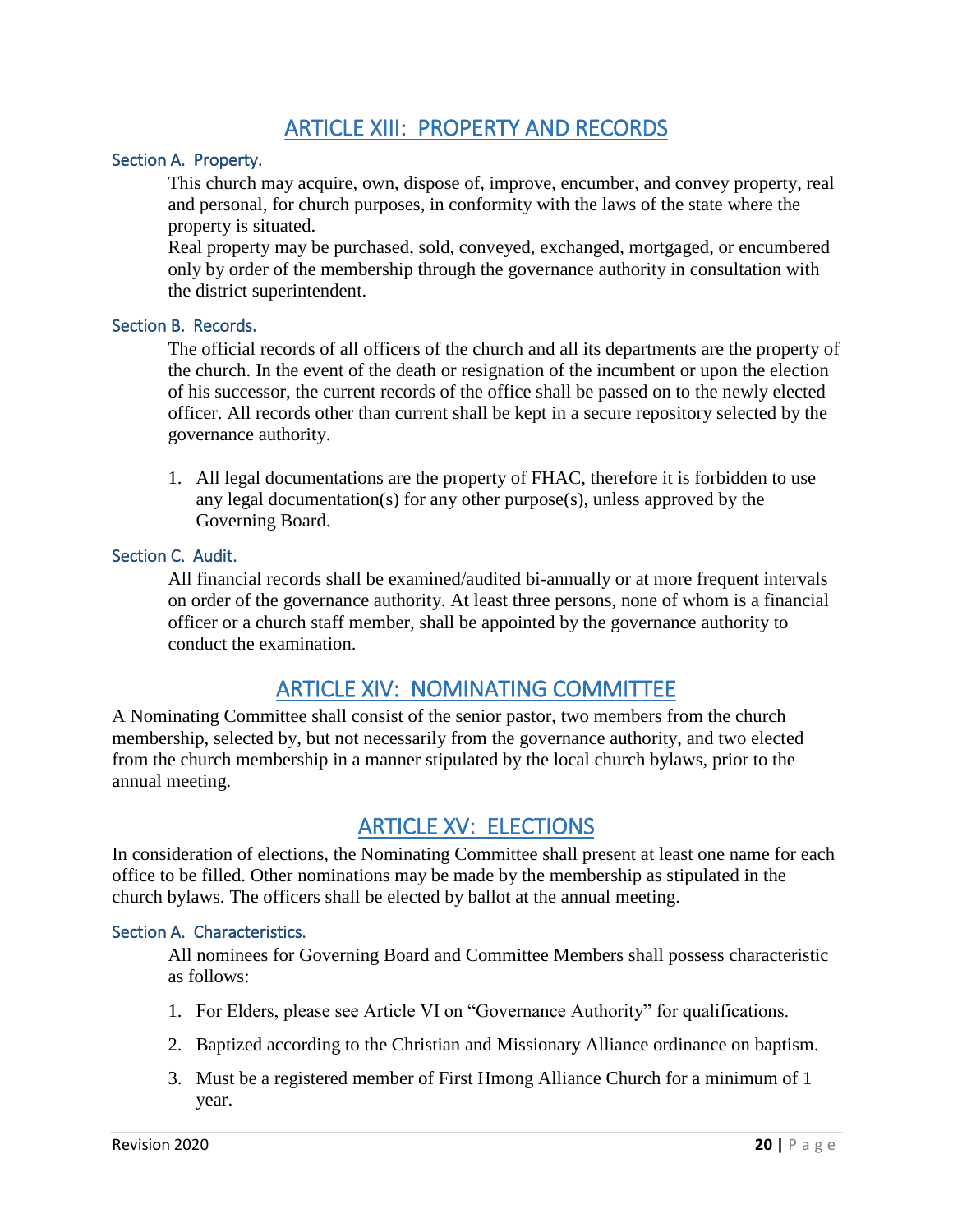# ARTICLE XIII: PROPERTY AND RECORDS

### Section A. Property.

This church may acquire, own, dispose of, improve, encumber, and convey property, real and personal, for church purposes, in conformity with the laws of the state where the property is situated.

Real property may be purchased, sold, conveyed, exchanged, mortgaged, or encumbered only by order of the membership through the governance authority in consultation with the district superintendent.

### Section B. Records.

The official records of all officers of the church and all its departments are the property of the church. In the event of the death or resignation of the incumbent or upon the election of his successor, the current records of the office shall be passed on to the newly elected officer. All records other than current shall be kept in a secure repository selected by the governance authority.

1. All legal documentations are the property of FHAC, therefore it is forbidden to use any legal documentation(s) for any other purpose(s), unless approved by the Governing Board.

### Section C. Audit.

All financial records shall be examined/audited bi-annually or at more frequent intervals on order of the governance authority. At least three persons, none of whom is a financial officer or a church staff member, shall be appointed by the governance authority to conduct the examination.

# ARTICLE XIV: NOMINATING COMMITTEE

A Nominating Committee shall consist of the senior pastor, two members from the church membership, selected by, but not necessarily from the governance authority, and two elected from the church membership in a manner stipulated by the local church bylaws, prior to the annual meeting.

# ARTICLE XV: ELECTIONS

In consideration of elections, the Nominating Committee shall present at least one name for each office to be filled. Other nominations may be made by the membership as stipulated in the church bylaws. The officers shall be elected by ballot at the annual meeting.

### Section A. Characteristics.

All nominees for Governing Board and Committee Members shall possess characteristic as follows:

1. For Elders, please see Article VI on "Governance Authority" for qualifications.
2. Baptized according to the Christian and Missionary Alliance ordinance on baptism.
3. Must be a registered member of First Hmong Alliance Church for a minimum of 1 year.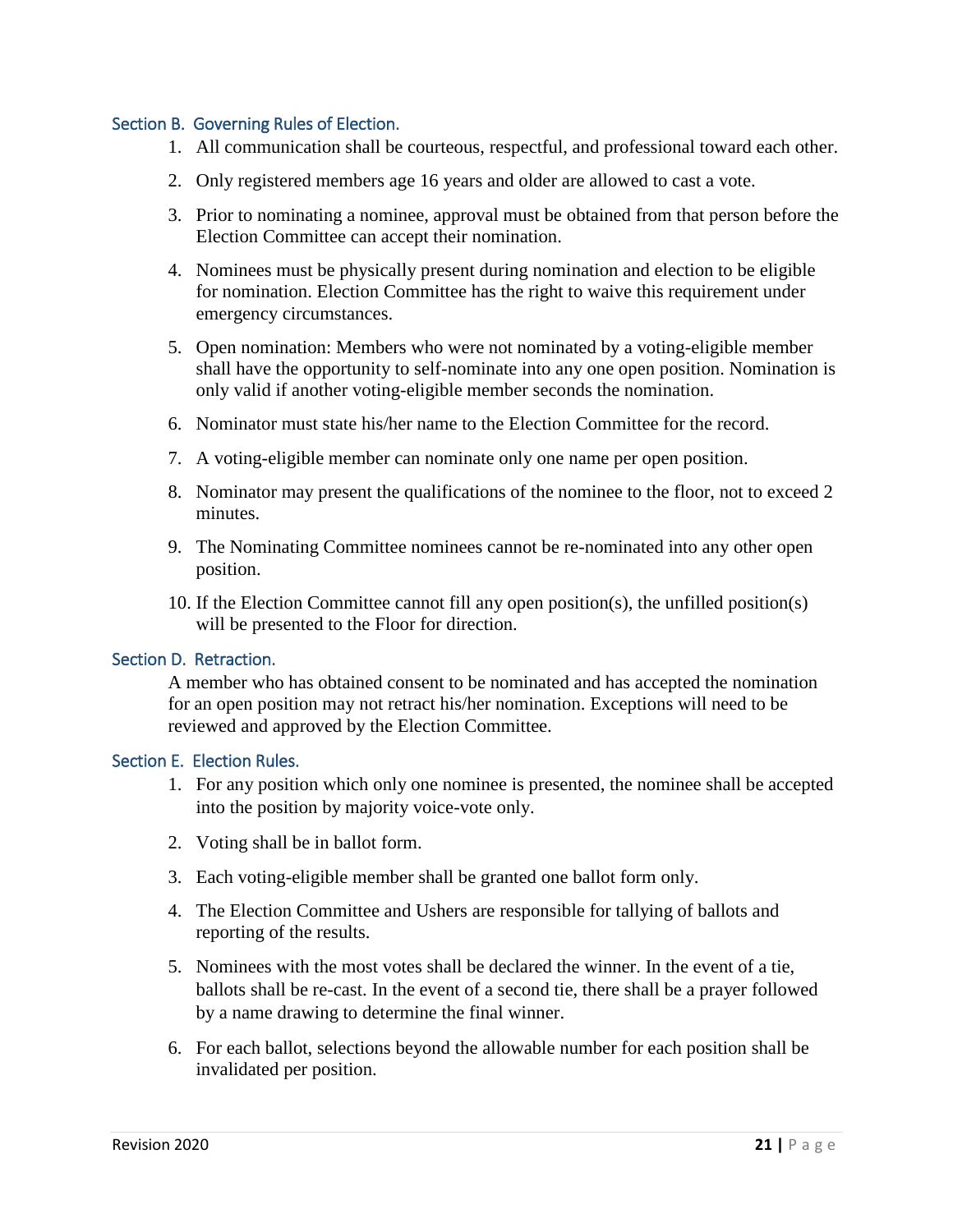### Section B. Governing Rules of Election.

1. All communication shall be courteous, respectful, and professional toward each other.
2. Only registered members age 16 years and older are allowed to cast a vote.
3. Prior to nominating a nominee, approval must be obtained from that person before the Election Committee can accept their nomination.
4. Nominees must be physically present during nomination and election to be eligible for nomination. Election Committee has the right to waive this requirement under emergency circumstances.
5. Open nomination: Members who were not nominated by a voting-eligible member shall have the opportunity to self-nominate into any one open position. Nomination is only valid if another voting-eligible member seconds the nomination.
6. Nominator must state his/her name to the Election Committee for the record.
7. A voting-eligible member can nominate only one name per open position.
8. Nominator may present the qualifications of the nominee to the floor, not to exceed 2 minutes.
9. The Nominating Committee nominees cannot be re-nominated into any other open position.
10. If the Election Committee cannot fill any open position(s), the unfilled position(s) will be presented to the Floor for direction.

### Section D. Retraction.

A member who has obtained consent to be nominated and has accepted the nomination for an open position may not retract his/her nomination. Exceptions will need to be reviewed and approved by the Election Committee.

### Section E. Election Rules.

1. For any position which only one nominee is presented, the nominee shall be accepted into the position by majority voice-vote only.
2. Voting shall be in ballot form.
3. Each voting-eligible member shall be granted one ballot form only.
4. The Election Committee and Ushers are responsible for tallying of ballots and reporting of the results.
5. Nominees with the most votes shall be declared the winner. In the event of a tie, ballots shall be re-cast. In the event of a second tie, there shall be a prayer followed by a name drawing to determine the final winner.
6. For each ballot, selections beyond the allowable number for each position shall be invalidated per position.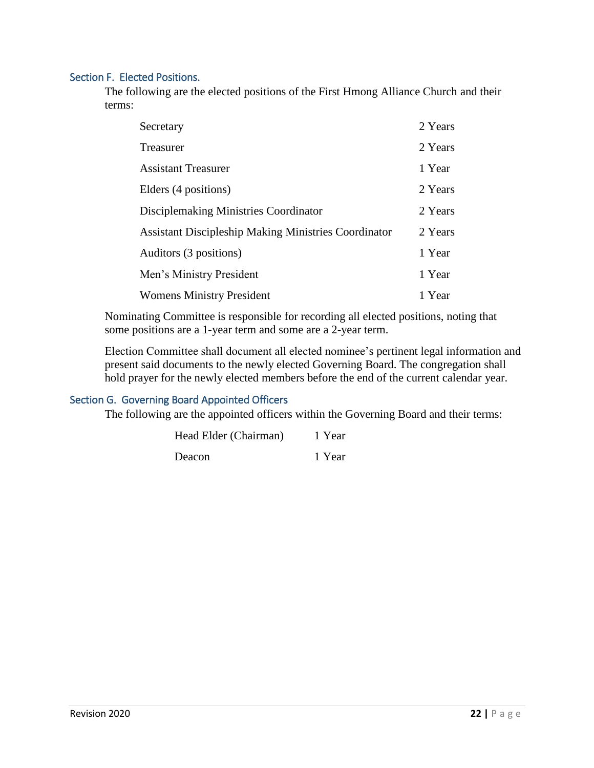### Section F. Elected Positions.

The following are the elected positions of the First Hmong Alliance Church and their terms:

| Position | Term |
|---|---|
| Secretary | 2 Years |
| Treasurer | 2 Years |
| Assistant Treasurer | 1 Year |
| Elders (4 positions) | 2 Years |
| Disciplemaking Ministries Coordinator | 2 Years |
| Assistant Discipleship Making Ministries Coordinator | 2 Years |
| Auditors (3 positions) | 1 Year |
| Men's Ministry President | 1 Year |
| Womens Ministry President | 1 Year |

Nominating Committee is responsible for recording all elected positions, noting that some positions are a 1-year term and some are a 2-year term.

Election Committee shall document all elected nominee's pertinent legal information and present said documents to the newly elected Governing Board. The congregation shall hold prayer for the newly elected members before the end of the current calendar year.

### Section G. Governing Board Appointed Officers

The following are the appointed officers within the Governing Board and their terms:

| Officer | Term |
|---|---|
| Head Elder (Chairman) | 1 Year |
| Deacon | 1 Year |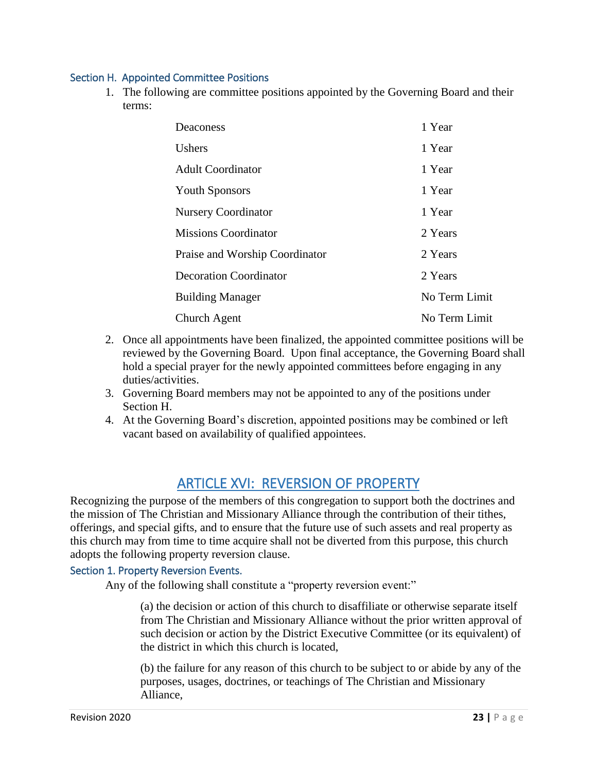### Section H. Appointed Committee Positions

1. The following are committee positions appointed by the Governing Board and their terms:

| Position | Term |
|---|---|
| Deaconess | 1 Year |
| Ushers | 1 Year |
| Adult Coordinator | 1 Year |
| Youth Sponsors | 1 Year |
| Nursery Coordinator | 1 Year |
| Missions Coordinator | 2 Years |
| Praise and Worship Coordinator | 2 Years |
| Decoration Coordinator | 2 Years |
| Building Manager | No Term Limit |
| Church Agent | No Term Limit |

2. Once all appointments have been finalized, the appointed committee positions will be reviewed by the Governing Board. Upon final acceptance, the Governing Board shall hold a special prayer for the newly appointed committees before engaging in any duties/activities.
3. Governing Board members may not be appointed to any of the positions under Section H.
4. At the Governing Board's discretion, appointed positions may be combined or left vacant based on availability of qualified appointees.

## ARTICLE XVI: REVERSION OF PROPERTY

Recognizing the purpose of the members of this congregation to support both the doctrines and the mission of The Christian and Missionary Alliance through the contribution of their tithes, offerings, and special gifts, and to ensure that the future use of such assets and real property as this church may from time to time acquire shall not be diverted from this purpose, this church adopts the following property reversion clause.

### Section 1. Property Reversion Events.

Any of the following shall constitute a "property reversion event:"

(a) the decision or action of this church to disaffiliate or otherwise separate itself from The Christian and Missionary Alliance without the prior written approval of such decision or action by the District Executive Committee (or its equivalent) of the district in which this church is located,

(b) the failure for any reason of this church to be subject to or abide by any of the purposes, usages, doctrines, or teachings of The Christian and Missionary Alliance,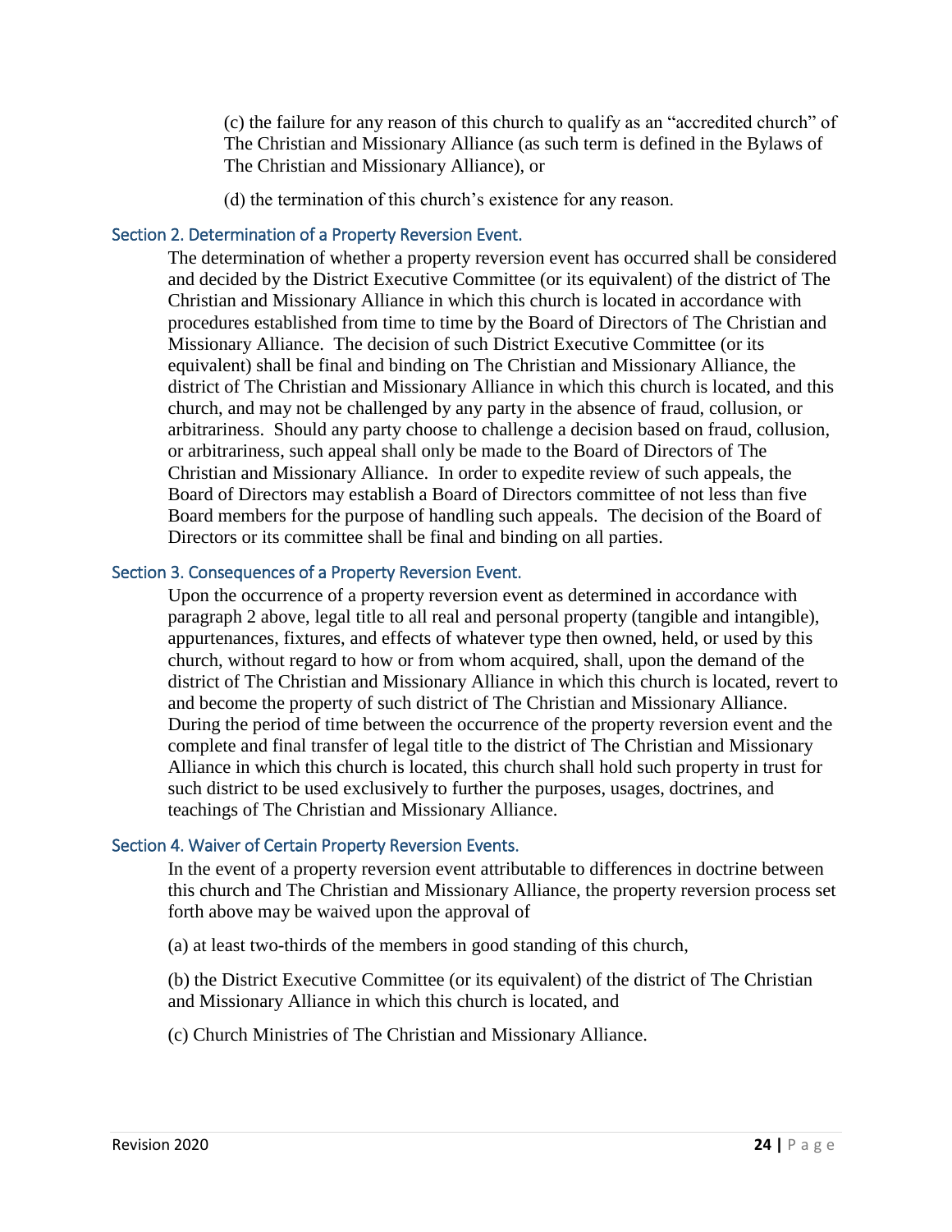(c) the failure for any reason of this church to qualify as an "accredited church" of The Christian and Missionary Alliance (as such term is defined in the Bylaws of The Christian and Missionary Alliance), or

(d) the termination of this church's existence for any reason.

### Section 2. Determination of a Property Reversion Event.

The determination of whether a property reversion event has occurred shall be considered and decided by the District Executive Committee (or its equivalent) of the district of The Christian and Missionary Alliance in which this church is located in accordance with procedures established from time to time by the Board of Directors of The Christian and Missionary Alliance. The decision of such District Executive Committee (or its equivalent) shall be final and binding on The Christian and Missionary Alliance, the district of The Christian and Missionary Alliance in which this church is located, and this church, and may not be challenged by any party in the absence of fraud, collusion, or arbitrariness. Should any party choose to challenge a decision based on fraud, collusion, or arbitrariness, such appeal shall only be made to the Board of Directors of The Christian and Missionary Alliance. In order to expedite review of such appeals, the Board of Directors may establish a Board of Directors committee of not less than five Board members for the purpose of handling such appeals. The decision of the Board of Directors or its committee shall be final and binding on all parties.

### Section 3. Consequences of a Property Reversion Event.

Upon the occurrence of a property reversion event as determined in accordance with paragraph 2 above, legal title to all real and personal property (tangible and intangible), appurtenances, fixtures, and effects of whatever type then owned, held, or used by this church, without regard to how or from whom acquired, shall, upon the demand of the district of The Christian and Missionary Alliance in which this church is located, revert to and become the property of such district of The Christian and Missionary Alliance. During the period of time between the occurrence of the property reversion event and the complete and final transfer of legal title to the district of The Christian and Missionary Alliance in which this church is located, this church shall hold such property in trust for such district to be used exclusively to further the purposes, usages, doctrines, and teachings of The Christian and Missionary Alliance.

### Section 4. Waiver of Certain Property Reversion Events.

In the event of a property reversion event attributable to differences in doctrine between this church and The Christian and Missionary Alliance, the property reversion process set forth above may be waived upon the approval of

(a) at least two-thirds of the members in good standing of this church,

(b) the District Executive Committee (or its equivalent) of the district of The Christian and Missionary Alliance in which this church is located, and

(c) Church Ministries of The Christian and Missionary Alliance.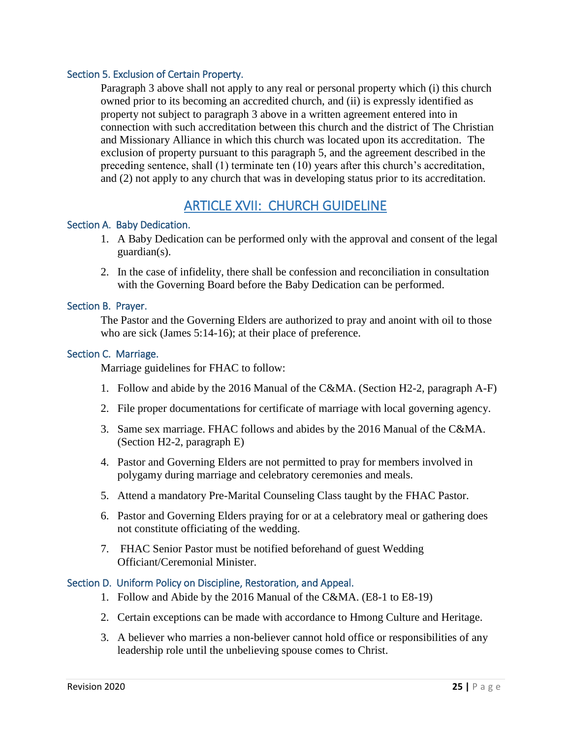### Section 5. Exclusion of Certain Property.

Paragraph 3 above shall not apply to any real or personal property which (i) this church owned prior to its becoming an accredited church, and (ii) is expressly identified as property not subject to paragraph 3 above in a written agreement entered into in connection with such accreditation between this church and the district of The Christian and Missionary Alliance in which this church was located upon its accreditation. The exclusion of property pursuant to this paragraph 5, and the agreement described in the preceding sentence, shall (1) terminate ten (10) years after this church's accreditation, and (2) not apply to any church that was in developing status prior to its accreditation.

## ARTICLE XVII: CHURCH GUIDELINE

### Section A. Baby Dedication.

1. A Baby Dedication can be performed only with the approval and consent of the legal guardian(s).
2. In the case of infidelity, there shall be confession and reconciliation in consultation with the Governing Board before the Baby Dedication can be performed.

### Section B. Prayer.

The Pastor and the Governing Elders are authorized to pray and anoint with oil to those who are sick (James 5:14-16); at their place of preference.

### Section C. Marriage.

Marriage guidelines for FHAC to follow:

1. Follow and abide by the 2016 Manual of the C&MA. (Section H2-2, paragraph A-F)
2. File proper documentations for certificate of marriage with local governing agency.
3. Same sex marriage. FHAC follows and abides by the 2016 Manual of the C&MA. (Section H2-2, paragraph E)
4. Pastor and Governing Elders are not permitted to pray for members involved in polygamy during marriage and celebratory ceremonies and meals.
5. Attend a mandatory Pre-Marital Counseling Class taught by the FHAC Pastor.
6. Pastor and Governing Elders praying for or at a celebratory meal or gathering does not constitute officiating of the wedding.
7. FHAC Senior Pastor must be notified beforehand of guest Wedding Officiant/Ceremonial Minister.

### Section D. Uniform Policy on Discipline, Restoration, and Appeal.

1. Follow and Abide by the 2016 Manual of the C&MA. (E8-1 to E8-19)
2. Certain exceptions can be made with accordance to Hmong Culture and Heritage.
3. A believer who marries a non-believer cannot hold office or responsibilities of any leadership role until the unbelieving spouse comes to Christ.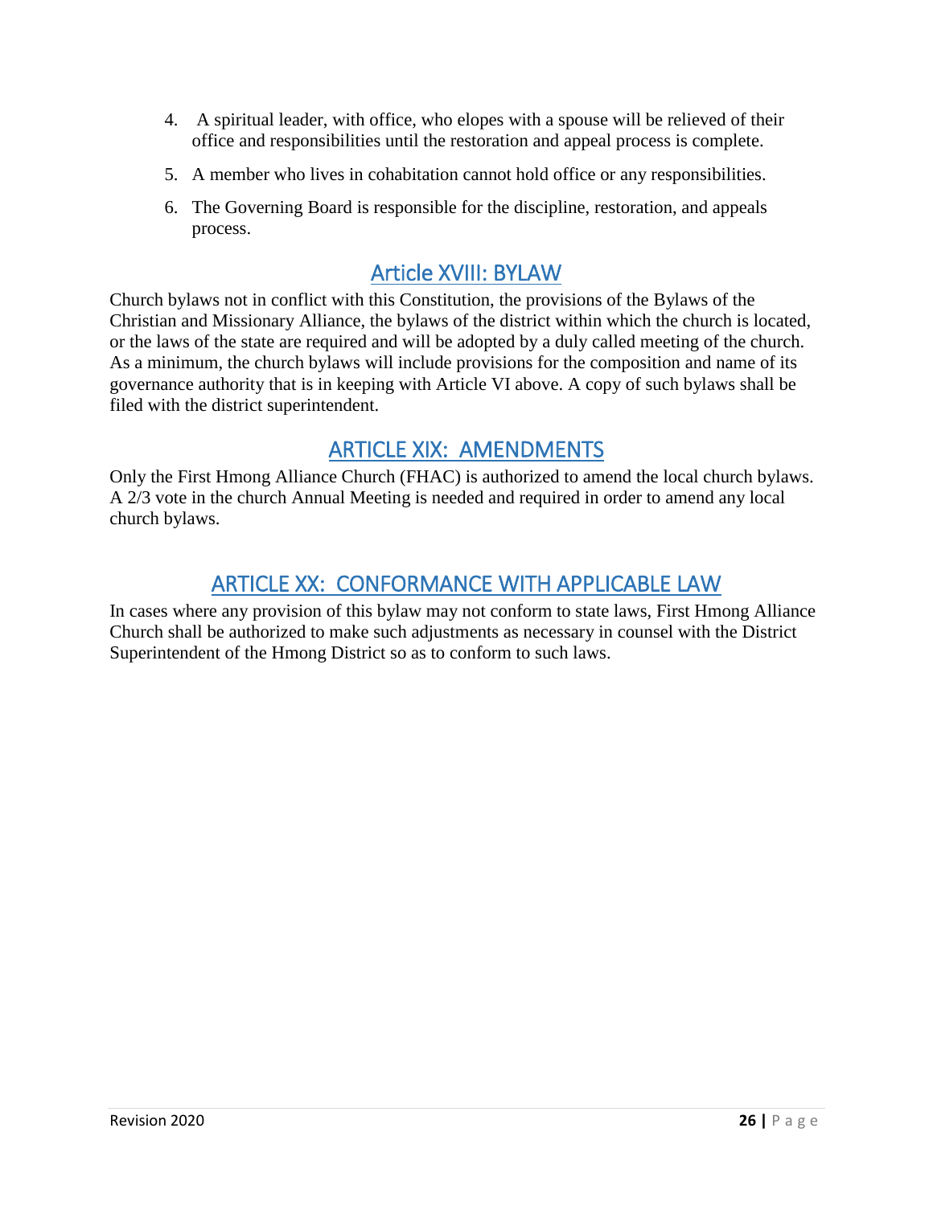4. A spiritual leader, with office, who elopes with a spouse will be relieved of their office and responsibilities until the restoration and appeal process is complete.
5. A member who lives in cohabitation cannot hold office or any responsibilities.
6. The Governing Board is responsible for the discipline, restoration, and appeals process.

## Article XVIII: BYLAW

Church bylaws not in conflict with this Constitution, the provisions of the Bylaws of the Christian and Missionary Alliance, the bylaws of the district within which the church is located, or the laws of the state are required and will be adopted by a duly called meeting of the church. As a minimum, the church bylaws will include provisions for the composition and name of its governance authority that is in keeping with Article VI above. A copy of such bylaws shall be filed with the district superintendent.

## ARTICLE XIX: AMENDMENTS

Only the First Hmong Alliance Church (FHAC) is authorized to amend the local church bylaws. A 2/3 vote in the church Annual Meeting is needed and required in order to amend any local church bylaws.

## ARTICLE XX: CONFORMANCE WITH APPLICABLE LAW

In cases where any provision of this bylaw may not conform to state laws, First Hmong Alliance Church shall be authorized to make such adjustments as necessary in counsel with the District Superintendent of the Hmong District so as to conform to such laws.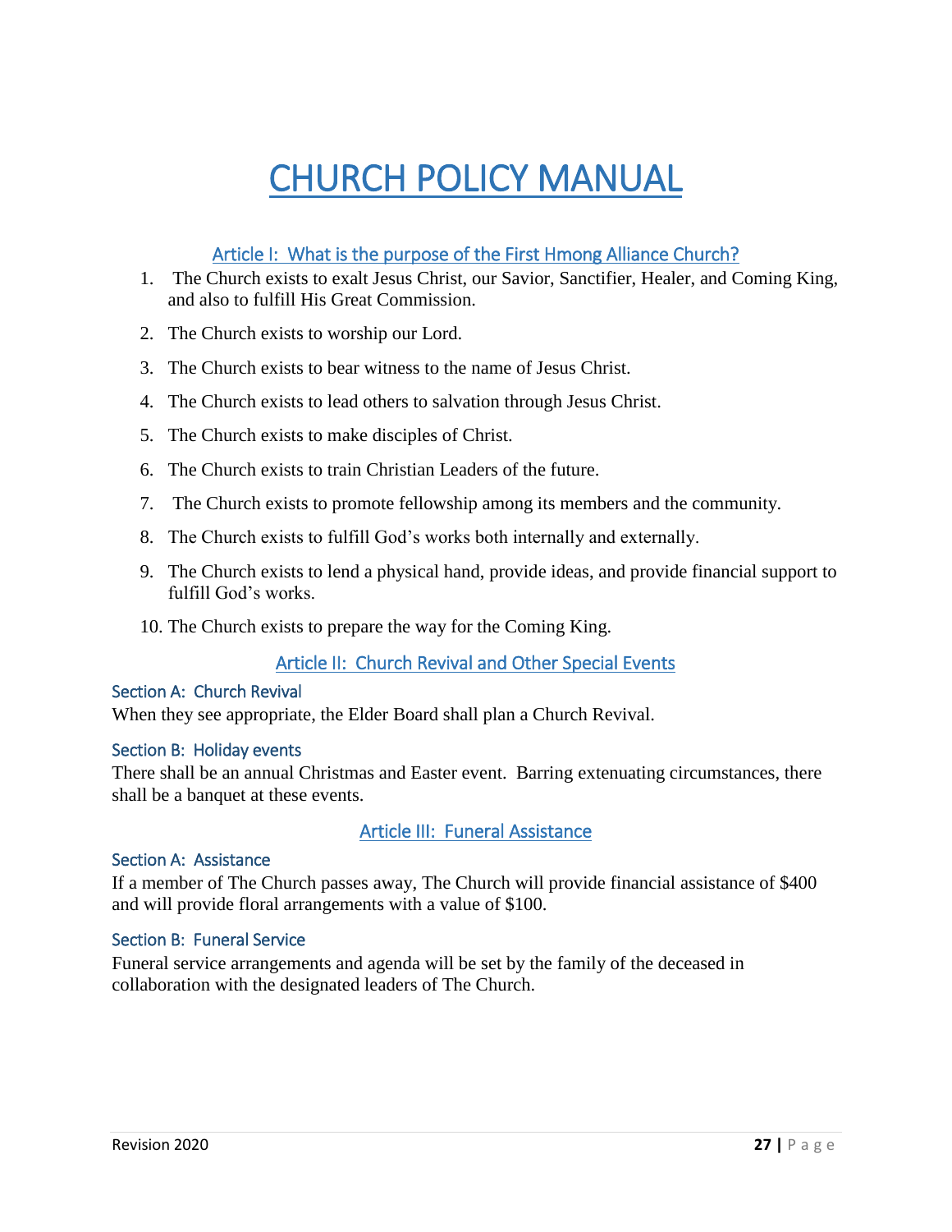# CHURCH POLICY MANUAL

## Article I: What is the purpose of the First Hmong Alliance Church?

1. The Church exists to exalt Jesus Christ, our Savior, Sanctifier, Healer, and Coming King, and also to fulfill His Great Commission.
2. The Church exists to worship our Lord.
3. The Church exists to bear witness to the name of Jesus Christ.
4. The Church exists to lead others to salvation through Jesus Christ.
5. The Church exists to make disciples of Christ.
6. The Church exists to train Christian Leaders of the future.
7. The Church exists to promote fellowship among its members and the community.
8. The Church exists to fulfill God's works both internally and externally.
9. The Church exists to lend a physical hand, provide ideas, and provide financial support to fulfill God's works.
10. The Church exists to prepare the way for the Coming King.

## Article II: Church Revival and Other Special Events

### Section A: Church Revival

When they see appropriate, the Elder Board shall plan a Church Revival.

### Section B: Holiday events

There shall be an annual Christmas and Easter event. Barring extenuating circumstances, there shall be a banquet at these events.

## Article III: Funeral Assistance

### Section A: Assistance

If a member of The Church passes away, The Church will provide financial assistance of $400 and will provide floral arrangements with a value of $100.

### Section B: Funeral Service

Funeral service arrangements and agenda will be set by the family of the deceased in collaboration with the designated leaders of The Church.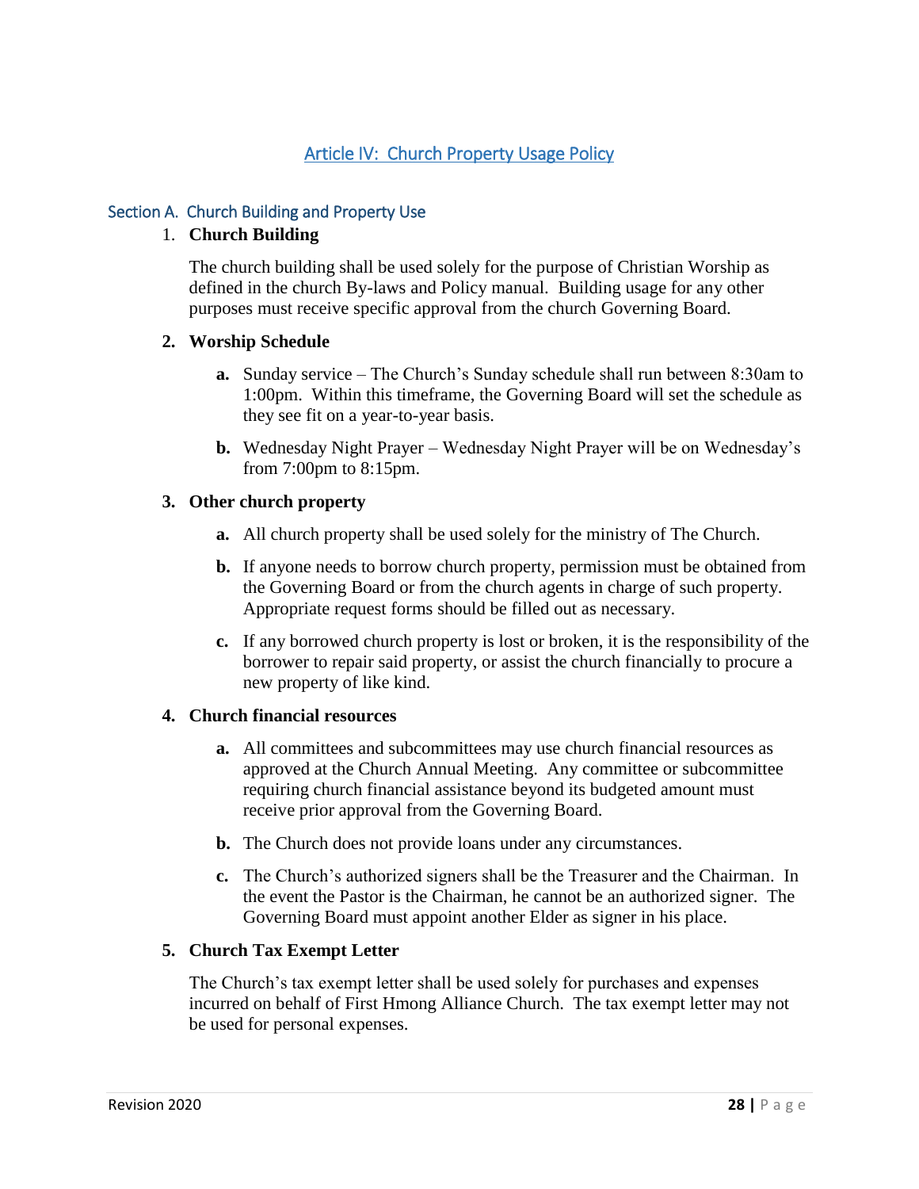## Article IV: Church Property Usage Policy

### Section A. Church Building and Property Use

1. **Church Building**

   The church building shall be used solely for the purpose of Christian Worship as defined in the church By-laws and Policy manual. Building usage for any other purposes must receive specific approval from the church Governing Board.

2. **Worship Schedule**

   **a.** Sunday service – The Church's Sunday schedule shall run between 8:30am to 1:00pm. Within this timeframe, the Governing Board will set the schedule as they see fit on a year-to-year basis.

   **b.** Wednesday Night Prayer – Wednesday Night Prayer will be on Wednesday's from 7:00pm to 8:15pm.

3. **Other church property**

   **a.** All church property shall be used solely for the ministry of The Church.

   **b.** If anyone needs to borrow church property, permission must be obtained from the Governing Board or from the church agents in charge of such property. Appropriate request forms should be filled out as necessary.

   **c.** If any borrowed church property is lost or broken, it is the responsibility of the borrower to repair said property, or assist the church financially to procure a new property of like kind.

4. **Church financial resources**

   **a.** All committees and subcommittees may use church financial resources as approved at the Church Annual Meeting. Any committee or subcommittee requiring church financial assistance beyond its budgeted amount must receive prior approval from the Governing Board.

   **b.** The Church does not provide loans under any circumstances.

   **c.** The Church's authorized signers shall be the Treasurer and the Chairman. In the event the Pastor is the Chairman, he cannot be an authorized signer. The Governing Board must appoint another Elder as signer in his place.

5. **Church Tax Exempt Letter**

   The Church's tax exempt letter shall be used solely for purchases and expenses incurred on behalf of First Hmong Alliance Church. The tax exempt letter may not be used for personal expenses.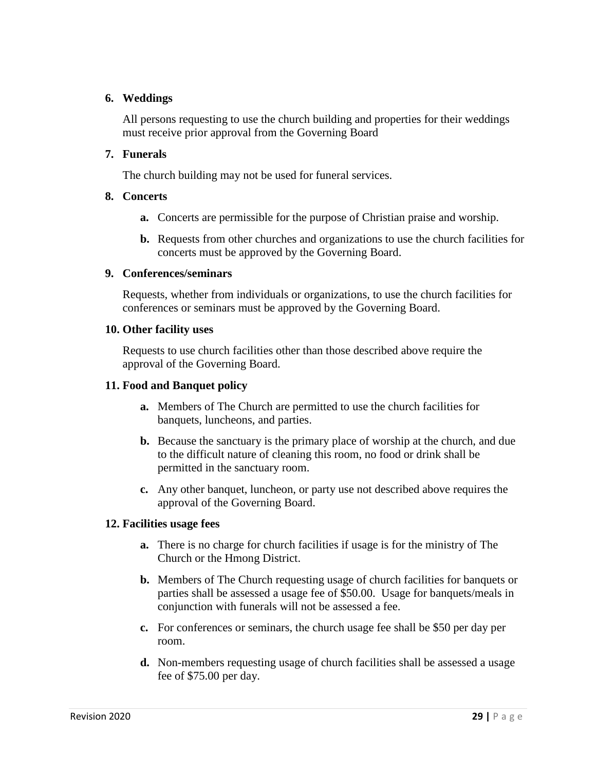**6. Weddings**

All persons requesting to use the church building and properties for their weddings must receive prior approval from the Governing Board

**7. Funerals**

The church building may not be used for funeral services.

**8. Concerts**

- **a.** Concerts are permissible for the purpose of Christian praise and worship.
- **b.** Requests from other churches and organizations to use the church facilities for concerts must be approved by the Governing Board.

**9. Conferences/seminars**

Requests, whether from individuals or organizations, to use the church facilities for conferences or seminars must be approved by the Governing Board.

**10. Other facility uses**

Requests to use church facilities other than those described above require the approval of the Governing Board.

**11. Food and Banquet policy**

- **a.** Members of The Church are permitted to use the church facilities for banquets, luncheons, and parties.
- **b.** Because the sanctuary is the primary place of worship at the church, and due to the difficult nature of cleaning this room, no food or drink shall be permitted in the sanctuary room.
- **c.** Any other banquet, luncheon, or party use not described above requires the approval of the Governing Board.

**12. Facilities usage fees**

- **a.** There is no charge for church facilities if usage is for the ministry of The Church or the Hmong District.
- **b.** Members of The Church requesting usage of church facilities for banquets or parties shall be assessed a usage fee of $50.00. Usage for banquets/meals in conjunction with funerals will not be assessed a fee.
- **c.** For conferences or seminars, the church usage fee shall be $50 per day per room.
- **d.** Non-members requesting usage of church facilities shall be assessed a usage fee of $75.00 per day.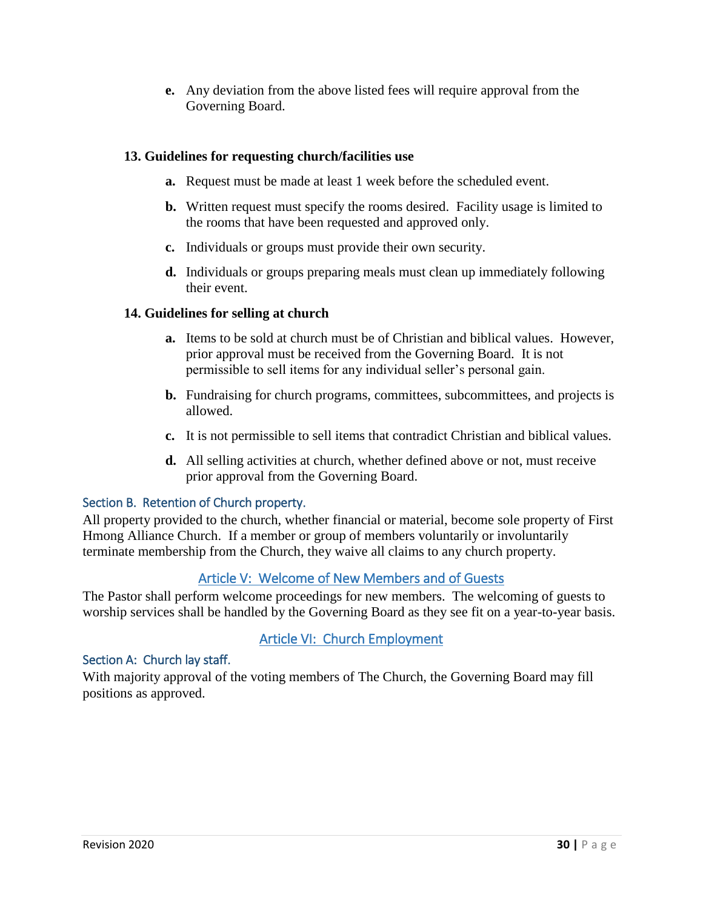e. Any deviation from the above listed fees will require approval from the Governing Board.

**13. Guidelines for requesting church/facilities use**

a. Request must be made at least 1 week before the scheduled event.

b. Written request must specify the rooms desired. Facility usage is limited to the rooms that have been requested and approved only.

c. Individuals or groups must provide their own security.

d. Individuals or groups preparing meals must clean up immediately following their event.

**14. Guidelines for selling at church**

a. Items to be sold at church must be of Christian and biblical values. However, prior approval must be received from the Governing Board. It is not permissible to sell items for any individual seller's personal gain.

b. Fundraising for church programs, committees, subcommittees, and projects is allowed.

c. It is not permissible to sell items that contradict Christian and biblical values.

d. All selling activities at church, whether defined above or not, must receive prior approval from the Governing Board.

### Section B. Retention of Church property.

All property provided to the church, whether financial or material, become sole property of First Hmong Alliance Church. If a member or group of members voluntarily or involuntarily terminate membership from the Church, they waive all claims to any church property.

## Article V: Welcome of New Members and of Guests

The Pastor shall perform welcome proceedings for new members. The welcoming of guests to worship services shall be handled by the Governing Board as they see fit on a year-to-year basis.

## Article VI: Church Employment

### Section A: Church lay staff.

With majority approval of the voting members of The Church, the Governing Board may fill positions as approved.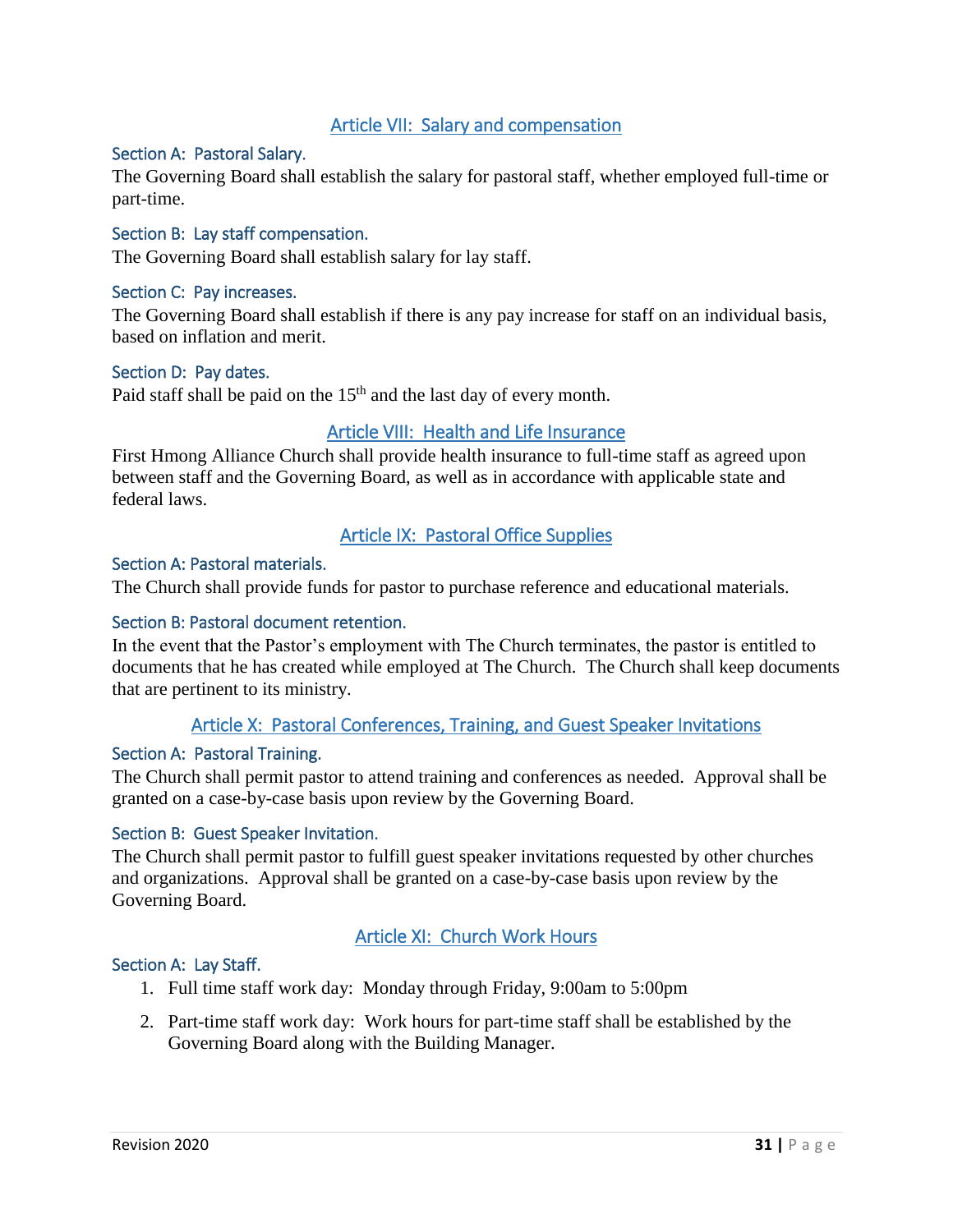## Article VII: Salary and compensation

### Section A: Pastoral Salary.

The Governing Board shall establish the salary for pastoral staff, whether employed full-time or part-time.

### Section B: Lay staff compensation.

The Governing Board shall establish salary for lay staff.

### Section C: Pay increases.

The Governing Board shall establish if there is any pay increase for staff on an individual basis, based on inflation and merit.

### Section D: Pay dates.

Paid staff shall be paid on the 15th and the last day of every month.

## Article VIII: Health and Life Insurance

First Hmong Alliance Church shall provide health insurance to full-time staff as agreed upon between staff and the Governing Board, as well as in accordance with applicable state and federal laws.

## Article IX: Pastoral Office Supplies

### Section A: Pastoral materials.

The Church shall provide funds for pastor to purchase reference and educational materials.

### Section B: Pastoral document retention.

In the event that the Pastor's employment with The Church terminates, the pastor is entitled to documents that he has created while employed at The Church. The Church shall keep documents that are pertinent to its ministry.

## Article X: Pastoral Conferences, Training, and Guest Speaker Invitations

### Section A: Pastoral Training.

The Church shall permit pastor to attend training and conferences as needed. Approval shall be granted on a case-by-case basis upon review by the Governing Board.

### Section B: Guest Speaker Invitation.

The Church shall permit pastor to fulfill guest speaker invitations requested by other churches and organizations. Approval shall be granted on a case-by-case basis upon review by the Governing Board.

## Article XI: Church Work Hours

### Section A: Lay Staff.

1. Full time staff work day: Monday through Friday, 9:00am to 5:00pm
2. Part-time staff work day: Work hours for part-time staff shall be established by the Governing Board along with the Building Manager.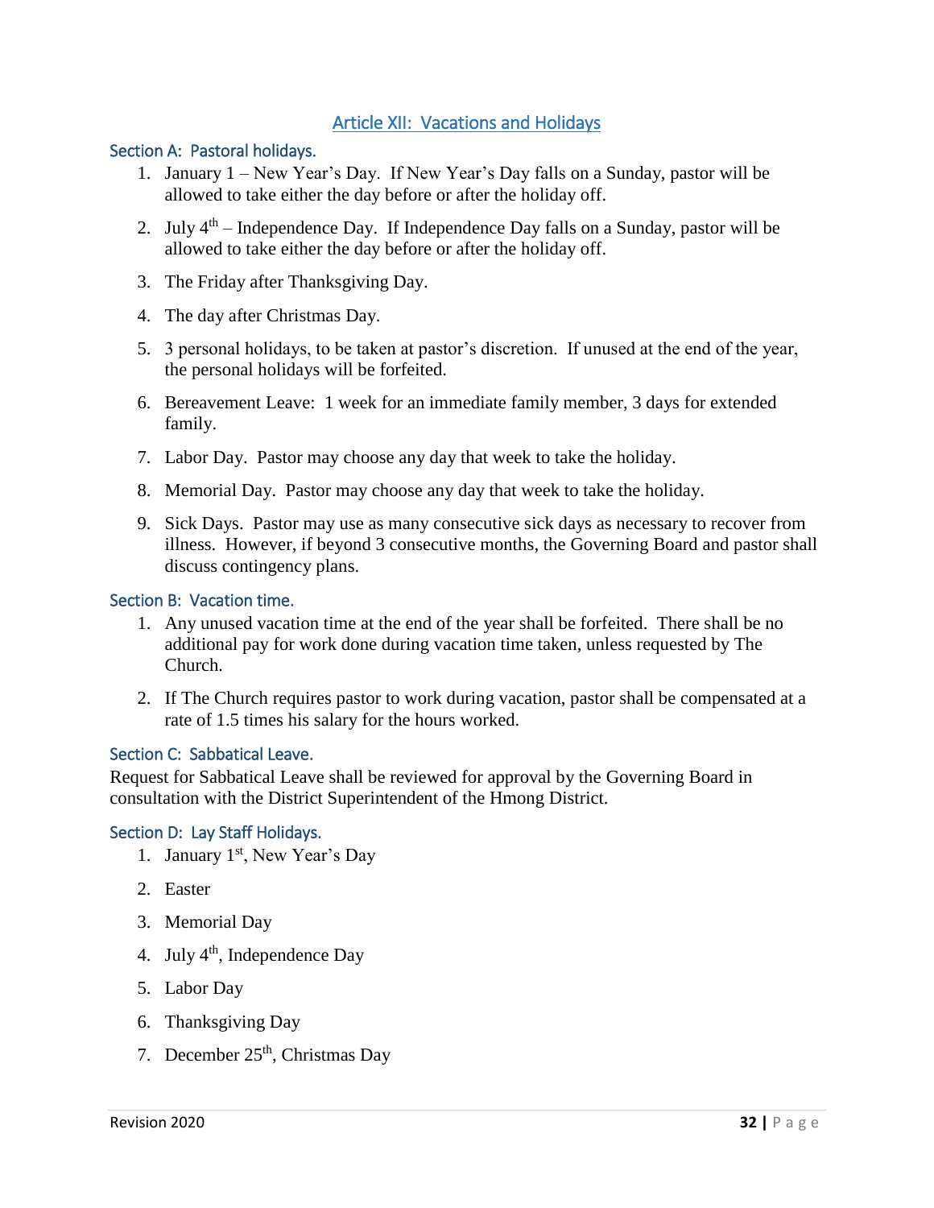## Article XII: Vacations and Holidays

### Section A: Pastoral holidays.

1. January 1 – New Year's Day. If New Year's Day falls on a Sunday, pastor will be allowed to take either the day before or after the holiday off.
2. July 4th – Independence Day. If Independence Day falls on a Sunday, pastor will be allowed to take either the day before or after the holiday off.
3. The Friday after Thanksgiving Day.
4. The day after Christmas Day.
5. 3 personal holidays, to be taken at pastor's discretion. If unused at the end of the year, the personal holidays will be forfeited.
6. Bereavement Leave: 1 week for an immediate family member, 3 days for extended family.
7. Labor Day. Pastor may choose any day that week to take the holiday.
8. Memorial Day. Pastor may choose any day that week to take the holiday.
9. Sick Days. Pastor may use as many consecutive sick days as necessary to recover from illness. However, if beyond 3 consecutive months, the Governing Board and pastor shall discuss contingency plans.

### Section B: Vacation time.

1. Any unused vacation time at the end of the year shall be forfeited. There shall be no additional pay for work done during vacation time taken, unless requested by The Church.
2. If The Church requires pastor to work during vacation, pastor shall be compensated at a rate of 1.5 times his salary for the hours worked.

### Section C: Sabbatical Leave.

Request for Sabbatical Leave shall be reviewed for approval by the Governing Board in consultation with the District Superintendent of the Hmong District.

### Section D: Lay Staff Holidays.

1. January 1st, New Year's Day
2. Easter
3. Memorial Day
4. July 4th, Independence Day
5. Labor Day
6. Thanksgiving Day
7. December 25th, Christmas Day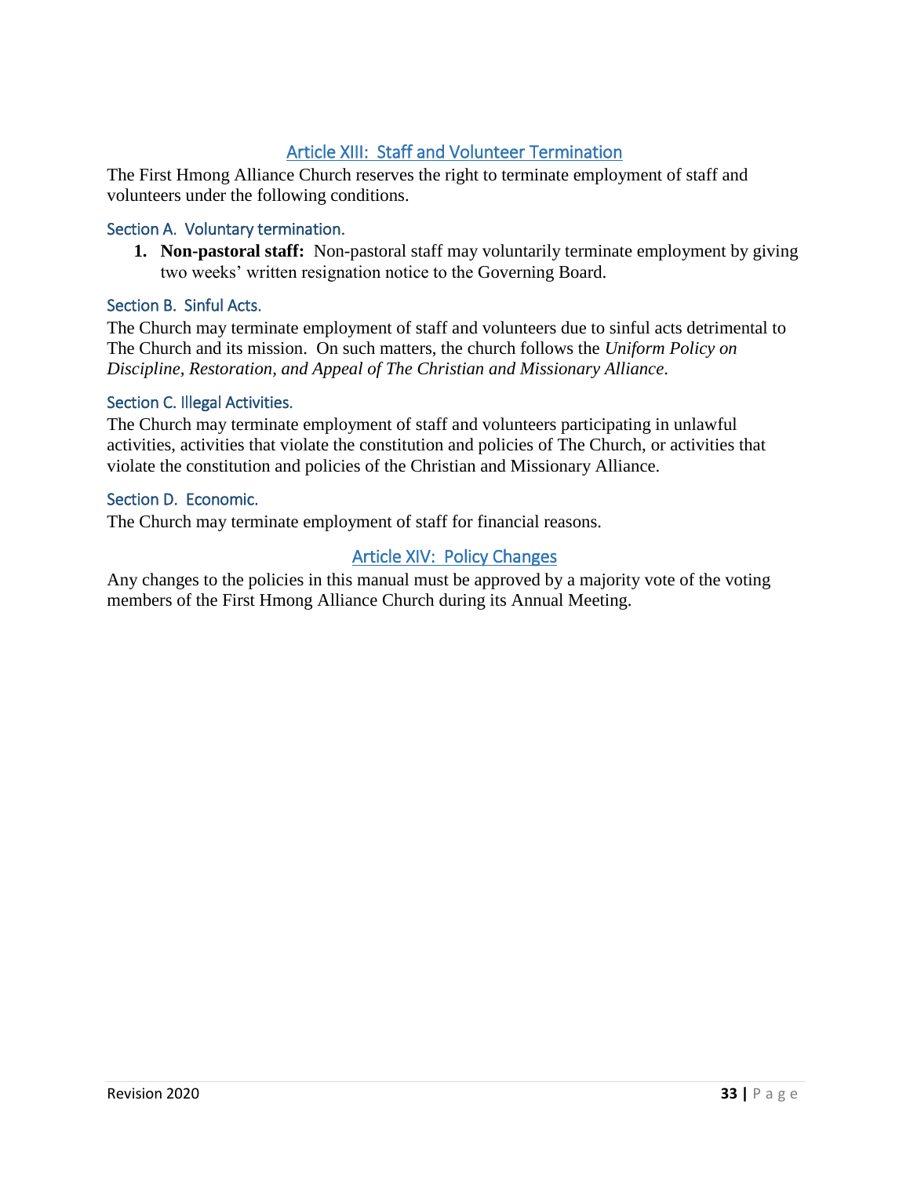## Article XIII: Staff and Volunteer Termination

The First Hmong Alliance Church reserves the right to terminate employment of staff and volunteers under the following conditions.

### Section A. Voluntary termination.

1. **Non-pastoral staff:** Non-pastoral staff may voluntarily terminate employment by giving two weeks' written resignation notice to the Governing Board.

### Section B. Sinful Acts.

The Church may terminate employment of staff and volunteers due to sinful acts detrimental to The Church and its mission. On such matters, the church follows the *Uniform Policy on Discipline, Restoration, and Appeal of The Christian and Missionary Alliance*.

### Section C. Illegal Activities.

The Church may terminate employment of staff and volunteers participating in unlawful activities, activities that violate the constitution and policies of The Church, or activities that violate the constitution and policies of the Christian and Missionary Alliance.

### Section D. Economic.

The Church may terminate employment of staff for financial reasons.

## Article XIV: Policy Changes

Any changes to the policies in this manual must be approved by a majority vote of the voting members of the First Hmong Alliance Church during its Annual Meeting.